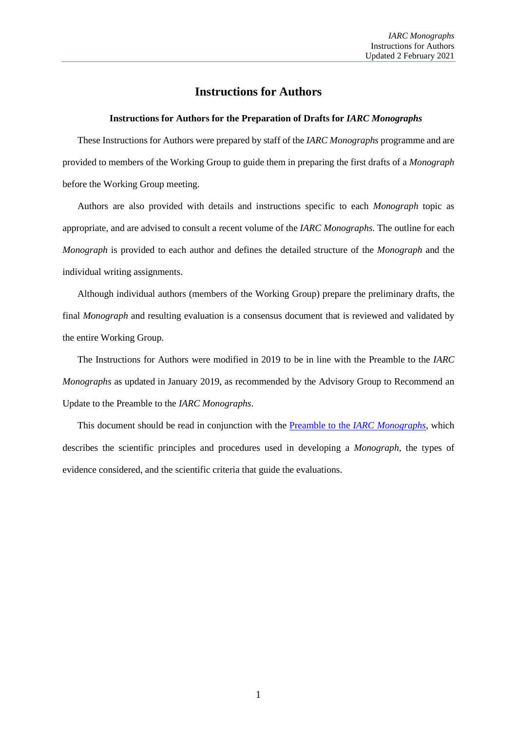# Instructions for Authors

### Instructions for Authors for the Preparation of Drafts for *IARC Monographs*

These Instructions for Authors were prepared by staff of the *IARC Monographs* programme and are provided to members of the Working Group to guide them in preparing the first drafts of a *Monograph* before the Working Group meeting.

Authors are also provided with details and instructions specific to each *Monograph* topic as appropriate, and are advised to consult a recent volume of the *IARC Monographs.* The outline for each *Monograph* is provided to each author and defines the detailed structure of the *Monograph* and the individual writing assignments.

Although individual authors (members of the Working Group) prepare the preliminary drafts, the final *Monograph* and resulting evaluation is a consensus document that is reviewed and validated by the entire Working Group.

The Instructions for Authors were modified in 2019 to be in line with the Preamble to the *IARC Monographs* as updated in January 2019, as recommended by the Advisory Group to Recommend an Update to the Preamble to the *IARC Monographs*.

This document should be read in conjunction with the Preamble to the *IARC Monographs*, which describes the scientific principles and procedures used in developing a *Monograph*, the types of evidence considered, and the scientific criteria that guide the evaluations.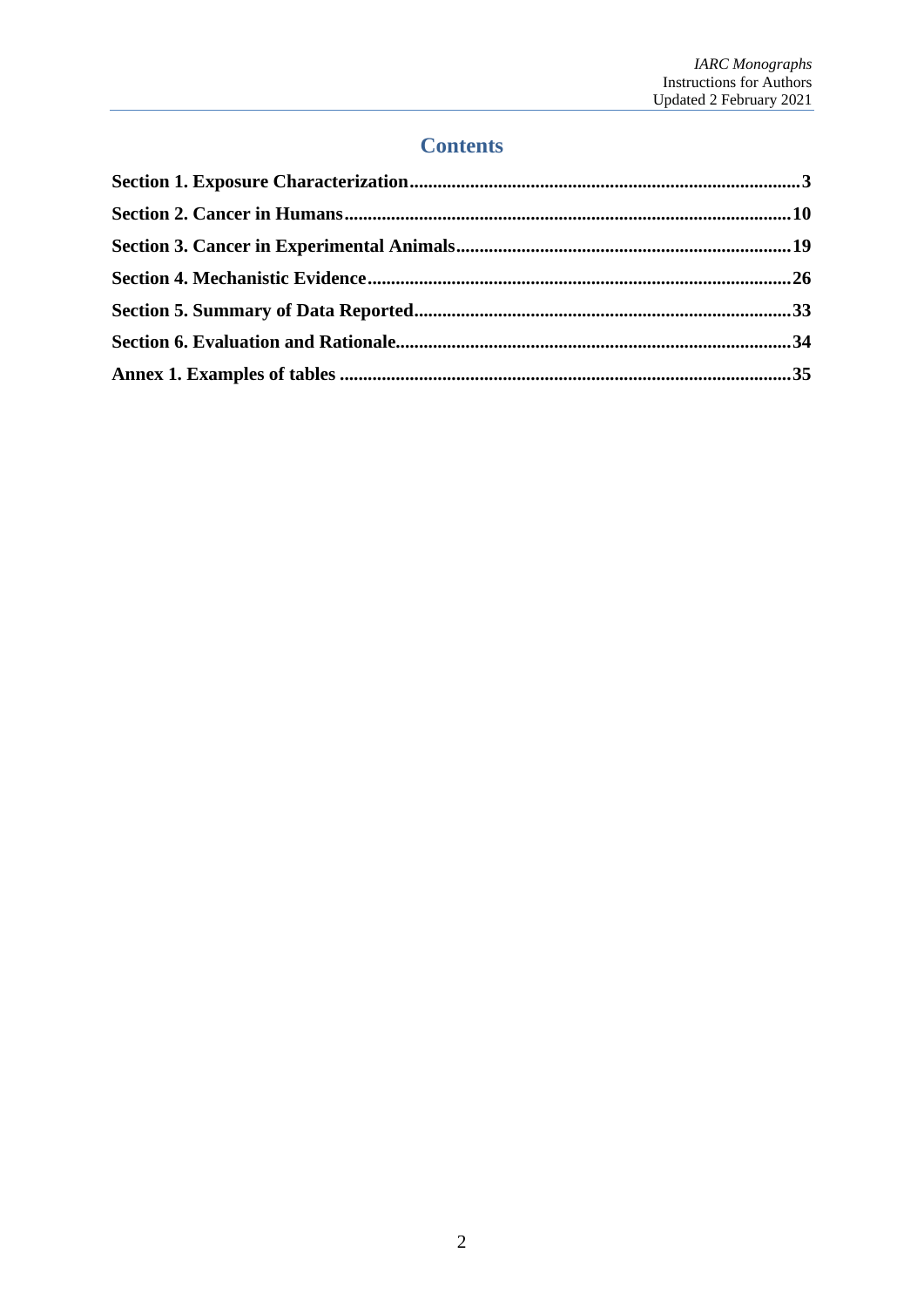# Contents

**Section 1. Exposure Characterization** ........................................ **3**

**Section 2. Cancer in Humans** ........................................ **10**

**Section 3. Cancer in Experimental Animals** ........................................ **19**

**Section 4. Mechanistic Evidence** ........................................ **26**

**Section 5. Summary of Data Reported** ........................................ **33**

**Section 6. Evaluation and Rationale** ........................................ **34**

**Annex 1. Examples of tables** ........................................ **35**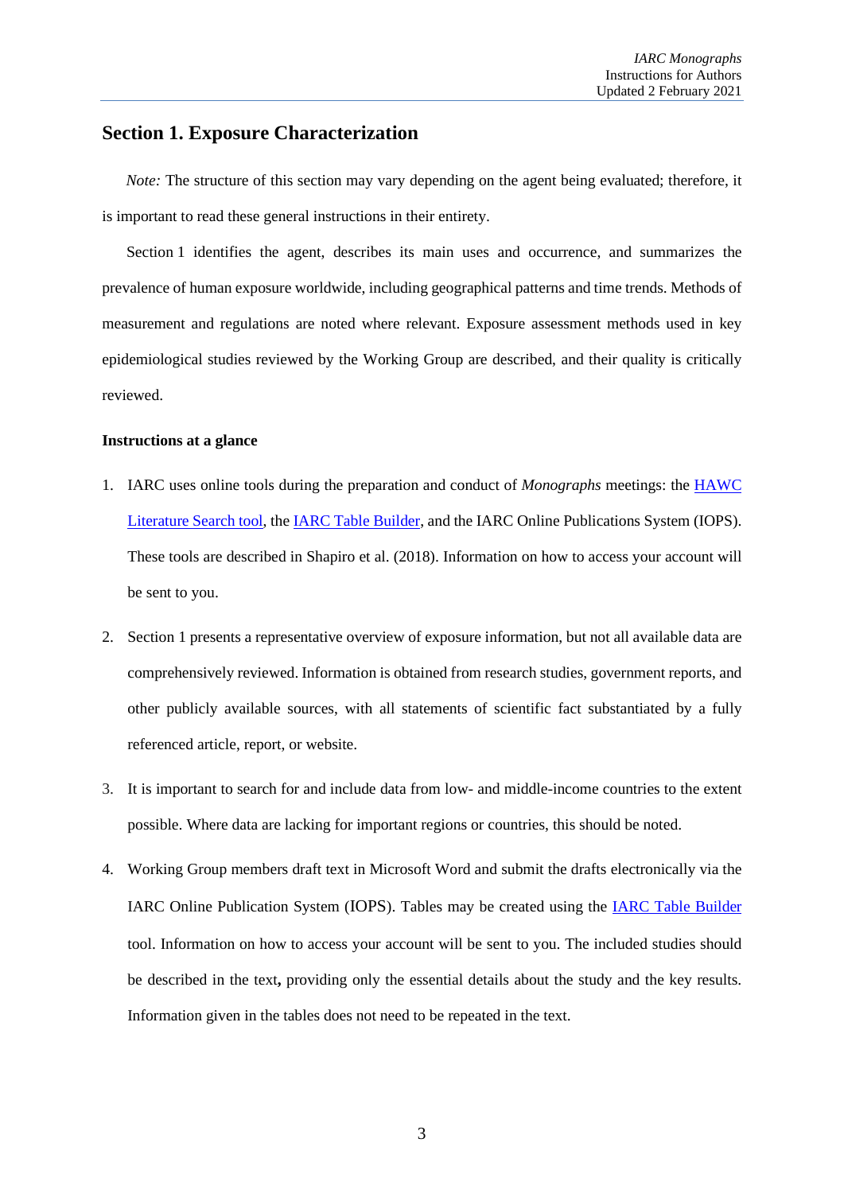## Section 1. Exposure Characterization

*Note:* The structure of this section may vary depending on the agent being evaluated; therefore, it is important to read these general instructions in their entirety.

Section 1 identifies the agent, describes its main uses and occurrence, and summarizes the prevalence of human exposure worldwide, including geographical patterns and time trends. Methods of measurement and regulations are noted where relevant. Exposure assessment methods used in key epidemiological studies reviewed by the Working Group are described, and their quality is critically reviewed.

**Instructions at a glance**

1. IARC uses online tools during the preparation and conduct of *Monographs* meetings: the HAWC Literature Search tool, the IARC Table Builder, and the IARC Online Publications System (IOPS). These tools are described in Shapiro et al. (2018). Information on how to access your account will be sent to you.

2. Section 1 presents a representative overview of exposure information, but not all available data are comprehensively reviewed. Information is obtained from research studies, government reports, and other publicly available sources, with all statements of scientific fact substantiated by a fully referenced article, report, or website.

3. It is important to search for and include data from low- and middle-income countries to the extent possible. Where data are lacking for important regions or countries, this should be noted.

4. Working Group members draft text in Microsoft Word and submit the drafts electronically via the IARC Online Publication System (IOPS). Tables may be created using the IARC Table Builder tool. Information on how to access your account will be sent to you. The included studies should be described in the text**,** providing only the essential details about the study and the key results. Information given in the tables does not need to be repeated in the text.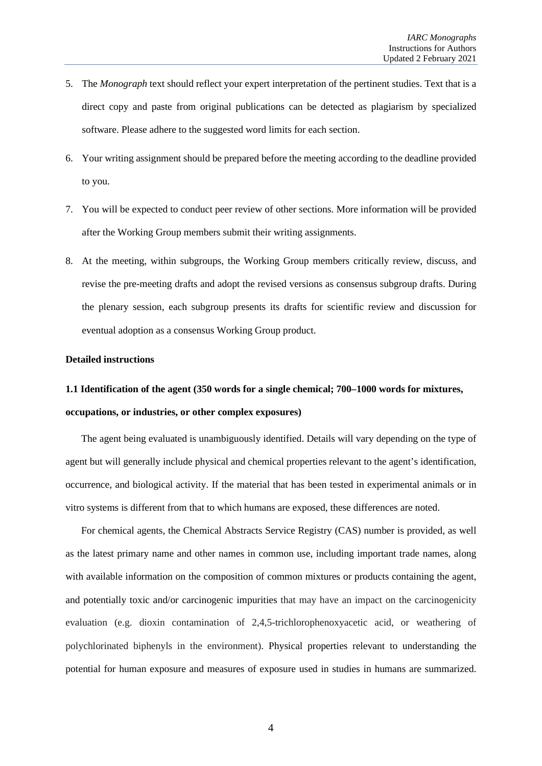5. The *Monograph* text should reflect your expert interpretation of the pertinent studies. Text that is a direct copy and paste from original publications can be detected as plagiarism by specialized software. Please adhere to the suggested word limits for each section.

6. Your writing assignment should be prepared before the meeting according to the deadline provided to you.

7. You will be expected to conduct peer review of other sections. More information will be provided after the Working Group members submit their writing assignments.

8. At the meeting, within subgroups, the Working Group members critically review, discuss, and revise the pre-meeting drafts and adopt the revised versions as consensus subgroup drafts. During the plenary session, each subgroup presents its drafts for scientific review and discussion for eventual adoption as a consensus Working Group product.

**Detailed instructions**

**1.1 Identification of the agent (350 words for a single chemical; 700–1000 words for mixtures, occupations, or industries, or other complex exposures)**

The agent being evaluated is unambiguously identified. Details will vary depending on the type of agent but will generally include physical and chemical properties relevant to the agent's identification, occurrence, and biological activity. If the material that has been tested in experimental animals or in vitro systems is different from that to which humans are exposed, these differences are noted.

For chemical agents, the Chemical Abstracts Service Registry (CAS) number is provided, as well as the latest primary name and other names in common use, including important trade names, along with available information on the composition of common mixtures or products containing the agent, and potentially toxic and/or carcinogenic impurities that may have an impact on the carcinogenicity evaluation (e.g. dioxin contamination of 2,4,5-trichlorophenoxyacetic acid, or weathering of polychlorinated biphenyls in the environment). Physical properties relevant to understanding the potential for human exposure and measures of exposure used in studies in humans are summarized.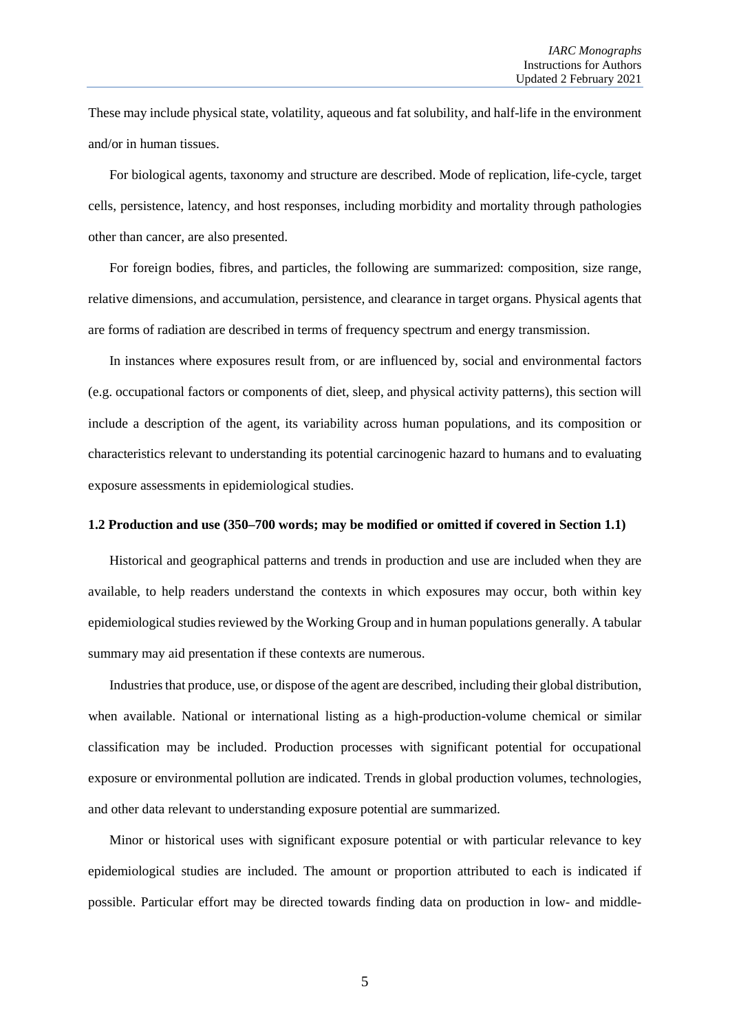These may include physical state, volatility, aqueous and fat solubility, and half-life in the environment and/or in human tissues.

For biological agents, taxonomy and structure are described. Mode of replication, life-cycle, target cells, persistence, latency, and host responses, including morbidity and mortality through pathologies other than cancer, are also presented.

For foreign bodies, fibres, and particles, the following are summarized: composition, size range, relative dimensions, and accumulation, persistence, and clearance in target organs. Physical agents that are forms of radiation are described in terms of frequency spectrum and energy transmission.

In instances where exposures result from, or are influenced by, social and environmental factors (e.g. occupational factors or components of diet, sleep, and physical activity patterns), this section will include a description of the agent, its variability across human populations, and its composition or characteristics relevant to understanding its potential carcinogenic hazard to humans and to evaluating exposure assessments in epidemiological studies.

### 1.2 Production and use (350–700 words; may be modified or omitted if covered in Section 1.1)

Historical and geographical patterns and trends in production and use are included when they are available, to help readers understand the contexts in which exposures may occur, both within key epidemiological studies reviewed by the Working Group and in human populations generally. A tabular summary may aid presentation if these contexts are numerous.

Industries that produce, use, or dispose of the agent are described, including their global distribution, when available. National or international listing as a high-production-volume chemical or similar classification may be included. Production processes with significant potential for occupational exposure or environmental pollution are indicated. Trends in global production volumes, technologies, and other data relevant to understanding exposure potential are summarized.

Minor or historical uses with significant exposure potential or with particular relevance to key epidemiological studies are included. The amount or proportion attributed to each is indicated if possible. Particular effort may be directed towards finding data on production in low- and middle-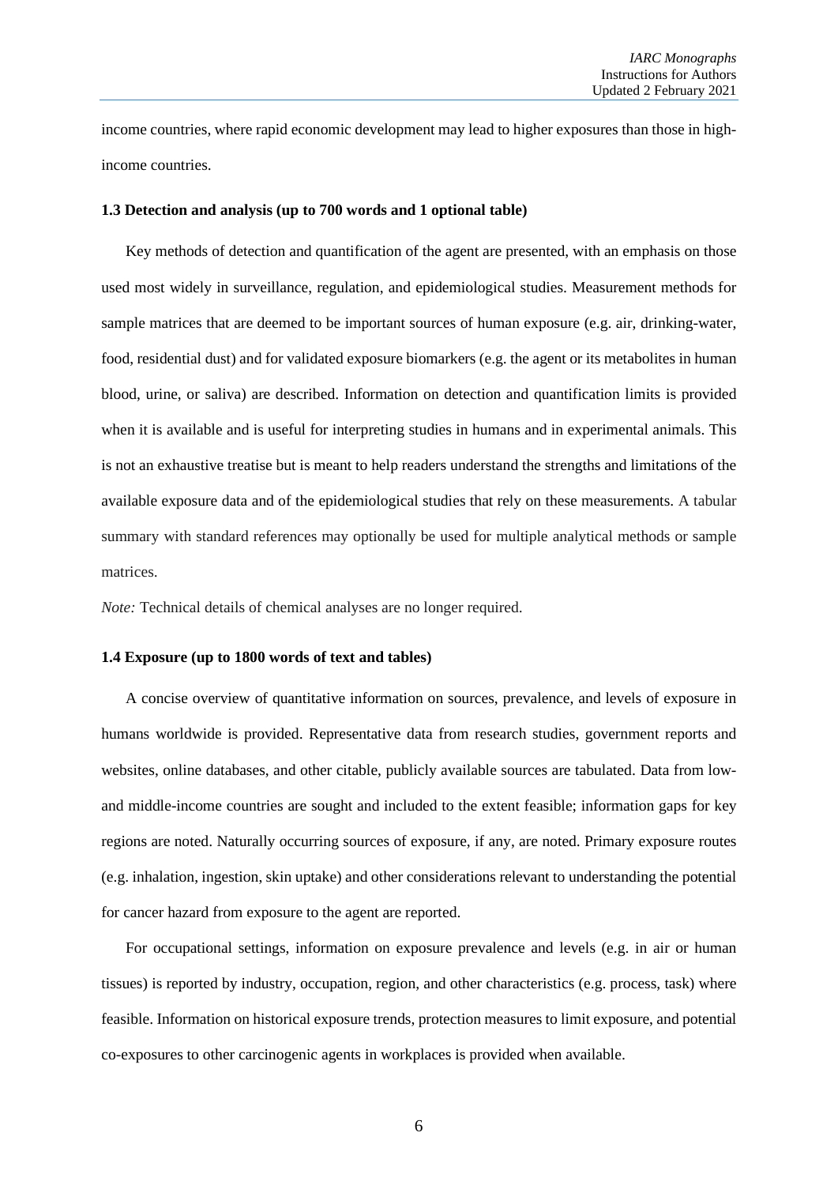income countries, where rapid economic development may lead to higher exposures than those in high-income countries.

### 1.3 Detection and analysis (up to 700 words and 1 optional table)

Key methods of detection and quantification of the agent are presented, with an emphasis on those used most widely in surveillance, regulation, and epidemiological studies. Measurement methods for sample matrices that are deemed to be important sources of human exposure (e.g. air, drinking-water, food, residential dust) and for validated exposure biomarkers (e.g. the agent or its metabolites in human blood, urine, or saliva) are described. Information on detection and quantification limits is provided when it is available and is useful for interpreting studies in humans and in experimental animals. This is not an exhaustive treatise but is meant to help readers understand the strengths and limitations of the available exposure data and of the epidemiological studies that rely on these measurements. A tabular summary with standard references may optionally be used for multiple analytical methods or sample matrices.

*Note:* Technical details of chemical analyses are no longer required.

### 1.4 Exposure (up to 1800 words of text and tables)

A concise overview of quantitative information on sources, prevalence, and levels of exposure in humans worldwide is provided. Representative data from research studies, government reports and websites, online databases, and other citable, publicly available sources are tabulated. Data from low- and middle-income countries are sought and included to the extent feasible; information gaps for key regions are noted. Naturally occurring sources of exposure, if any, are noted. Primary exposure routes (e.g. inhalation, ingestion, skin uptake) and other considerations relevant to understanding the potential for cancer hazard from exposure to the agent are reported.

For occupational settings, information on exposure prevalence and levels (e.g. in air or human tissues) is reported by industry, occupation, region, and other characteristics (e.g. process, task) where feasible. Information on historical exposure trends, protection measures to limit exposure, and potential co-exposures to other carcinogenic agents in workplaces is provided when available.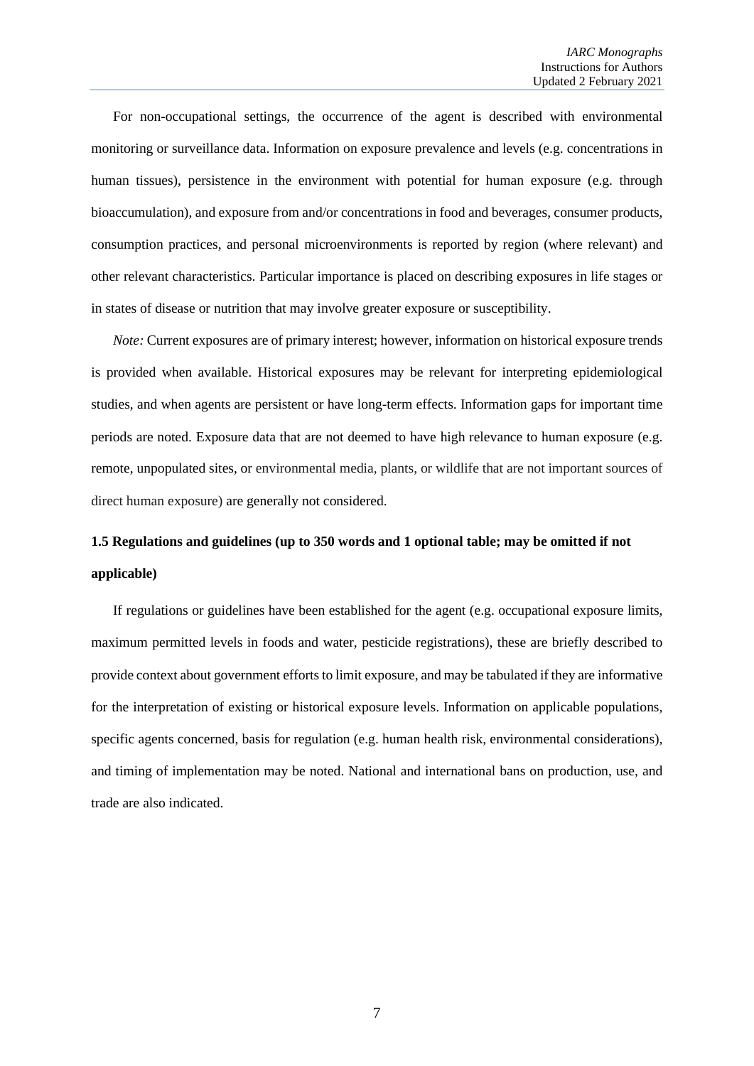For non-occupational settings, the occurrence of the agent is described with environmental monitoring or surveillance data. Information on exposure prevalence and levels (e.g. concentrations in human tissues), persistence in the environment with potential for human exposure (e.g. through bioaccumulation), and exposure from and/or concentrations in food and beverages, consumer products, consumption practices, and personal microenvironments is reported by region (where relevant) and other relevant characteristics. Particular importance is placed on describing exposures in life stages or in states of disease or nutrition that may involve greater exposure or susceptibility.

*Note:* Current exposures are of primary interest; however, information on historical exposure trends is provided when available. Historical exposures may be relevant for interpreting epidemiological studies, and when agents are persistent or have long-term effects. Information gaps for important time periods are noted. Exposure data that are not deemed to have high relevance to human exposure (e.g. remote, unpopulated sites, or environmental media, plants, or wildlife that are not important sources of direct human exposure) are generally not considered.

### 1.5 Regulations and guidelines (up to 350 words and 1 optional table; may be omitted if not applicable)

If regulations or guidelines have been established for the agent (e.g. occupational exposure limits, maximum permitted levels in foods and water, pesticide registrations), these are briefly described to provide context about government efforts to limit exposure, and may be tabulated if they are informative for the interpretation of existing or historical exposure levels. Information on applicable populations, specific agents concerned, basis for regulation (e.g. human health risk, environmental considerations), and timing of implementation may be noted. National and international bans on production, use, and trade are also indicated.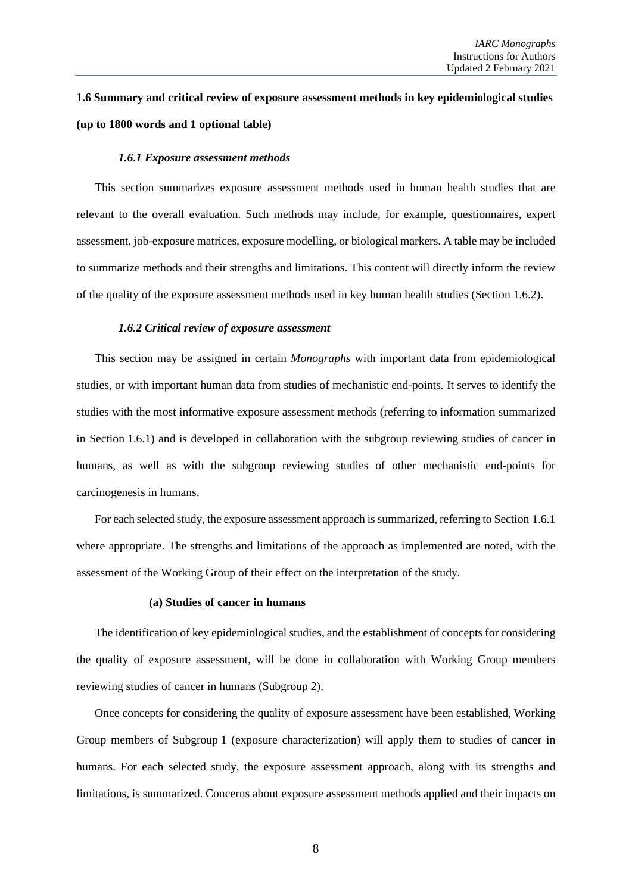## 1.6 Summary and critical review of exposure assessment methods in key epidemiological studies (up to 1800 words and 1 optional table)

### *1.6.1 Exposure assessment methods*

This section summarizes exposure assessment methods used in human health studies that are relevant to the overall evaluation. Such methods may include, for example, questionnaires, expert assessment, job-exposure matrices, exposure modelling, or biological markers. A table may be included to summarize methods and their strengths and limitations. This content will directly inform the review of the quality of the exposure assessment methods used in key human health studies (Section 1.6.2).

### *1.6.2 Critical review of exposure assessment*

This section may be assigned in certain *Monographs* with important data from epidemiological studies, or with important human data from studies of mechanistic end-points. It serves to identify the studies with the most informative exposure assessment methods (referring to information summarized in Section 1.6.1) and is developed in collaboration with the subgroup reviewing studies of cancer in humans, as well as with the subgroup reviewing studies of other mechanistic end-points for carcinogenesis in humans.

For each selected study, the exposure assessment approach is summarized, referring to Section 1.6.1 where appropriate. The strengths and limitations of the approach as implemented are noted, with the assessment of the Working Group of their effect on the interpretation of the study.

#### (a) Studies of cancer in humans

The identification of key epidemiological studies, and the establishment of concepts for considering the quality of exposure assessment, will be done in collaboration with Working Group members reviewing studies of cancer in humans (Subgroup 2).

Once concepts for considering the quality of exposure assessment have been established, Working Group members of Subgroup 1 (exposure characterization) will apply them to studies of cancer in humans. For each selected study, the exposure assessment approach, along with its strengths and limitations, is summarized. Concerns about exposure assessment methods applied and their impacts on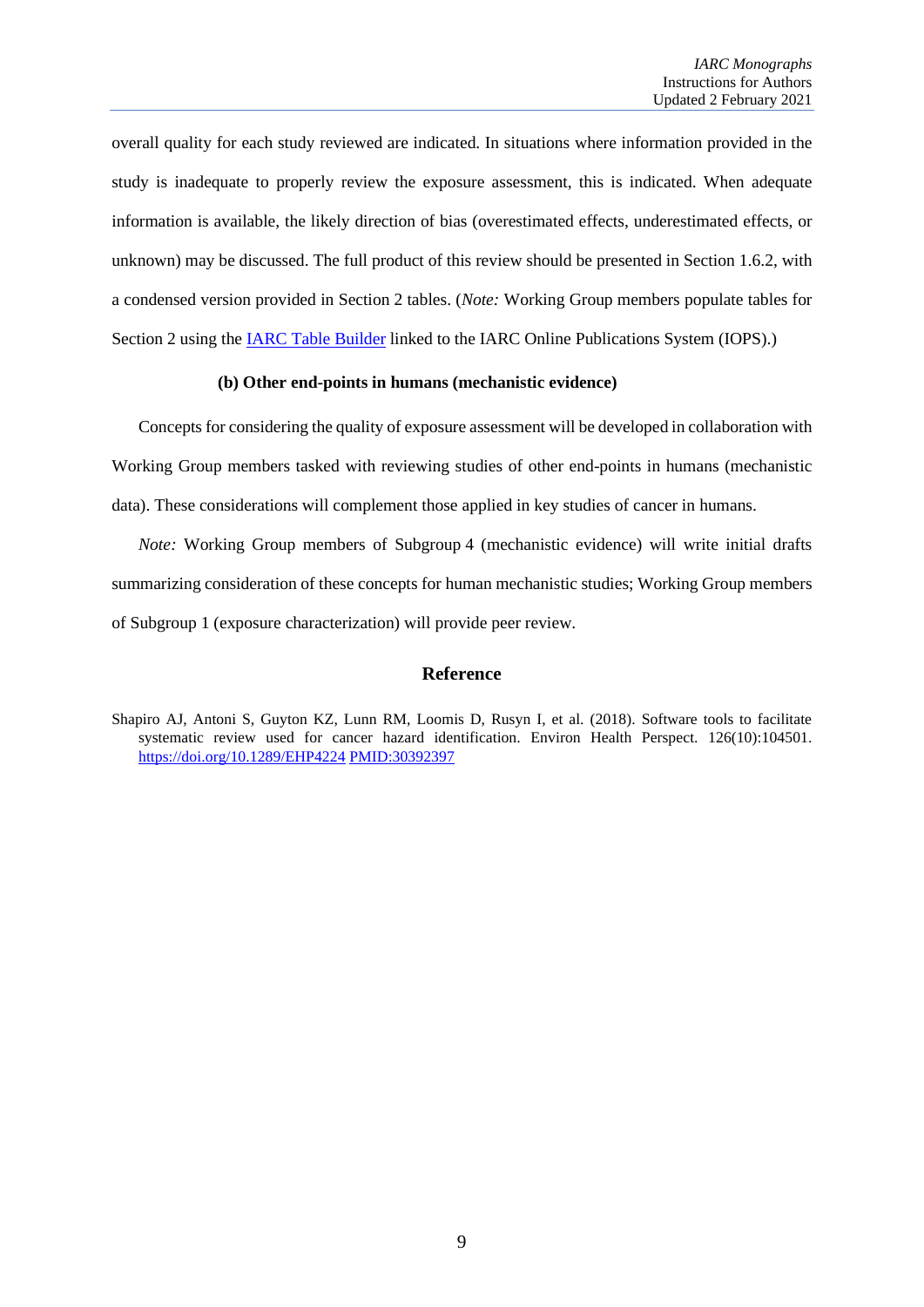overall quality for each study reviewed are indicated. In situations where information provided in the study is inadequate to properly review the exposure assessment, this is indicated. When adequate information is available, the likely direction of bias (overestimated effects, underestimated effects, or unknown) may be discussed. The full product of this review should be presented in Section 1.6.2, with a condensed version provided in Section 2 tables. (*Note:* Working Group members populate tables for Section 2 using the [IARC Table Builder](#) linked to the IARC Online Publications System (IOPS).)

#### (b) Other end-points in humans (mechanistic evidence)

Concepts for considering the quality of exposure assessment will be developed in collaboration with Working Group members tasked with reviewing studies of other end-points in humans (mechanistic data). These considerations will complement those applied in key studies of cancer in humans.

*Note:* Working Group members of Subgroup 4 (mechanistic evidence) will write initial drafts summarizing consideration of these concepts for human mechanistic studies; Working Group members of Subgroup 1 (exposure characterization) will provide peer review.

## Reference

Shapiro AJ, Antoni S, Guyton KZ, Lunn RM, Loomis D, Rusyn I, et al. (2018). Software tools to facilitate systematic review used for cancer hazard identification. Environ Health Perspect. 126(10):104501. https://doi.org/10.1289/EHP4224 PMID:30392397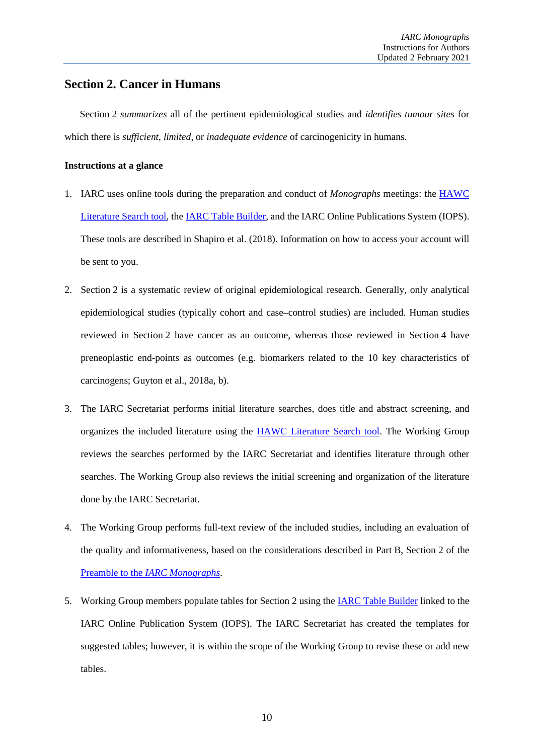## Section 2. Cancer in Humans

Section 2 *summarizes* all of the pertinent epidemiological studies and *identifies tumour sites* for which there is *sufficient*, *limited*, or *inadequate evidence* of carcinogenicity in humans.

**Instructions at a glance**

1. IARC uses online tools during the preparation and conduct of *Monographs* meetings: the [HAWC Literature Search tool](), the [IARC Table Builder](), and the IARC Online Publications System (IOPS). These tools are described in Shapiro et al. (2018). Information on how to access your account will be sent to you.

2. Section 2 is a systematic review of original epidemiological research. Generally, only analytical epidemiological studies (typically cohort and case–control studies) are included. Human studies reviewed in Section 2 have cancer as an outcome, whereas those reviewed in Section 4 have preneoplastic end-points as outcomes (e.g. biomarkers related to the 10 key characteristics of carcinogens; Guyton et al., 2018a, b).

3. The IARC Secretariat performs initial literature searches, does title and abstract screening, and organizes the included literature using the [HAWC Literature Search tool](). The Working Group reviews the searches performed by the IARC Secretariat and identifies literature through other searches. The Working Group also reviews the initial screening and organization of the literature done by the IARC Secretariat.

4. The Working Group performs full-text review of the included studies, including an evaluation of the quality and informativeness, based on the considerations described in Part B, Section 2 of the [Preamble to the *IARC Monographs*]().

5. Working Group members populate tables for Section 2 using the [IARC Table Builder]() linked to the IARC Online Publication System (IOPS). The IARC Secretariat has created the templates for suggested tables; however, it is within the scope of the Working Group to revise these or add new tables.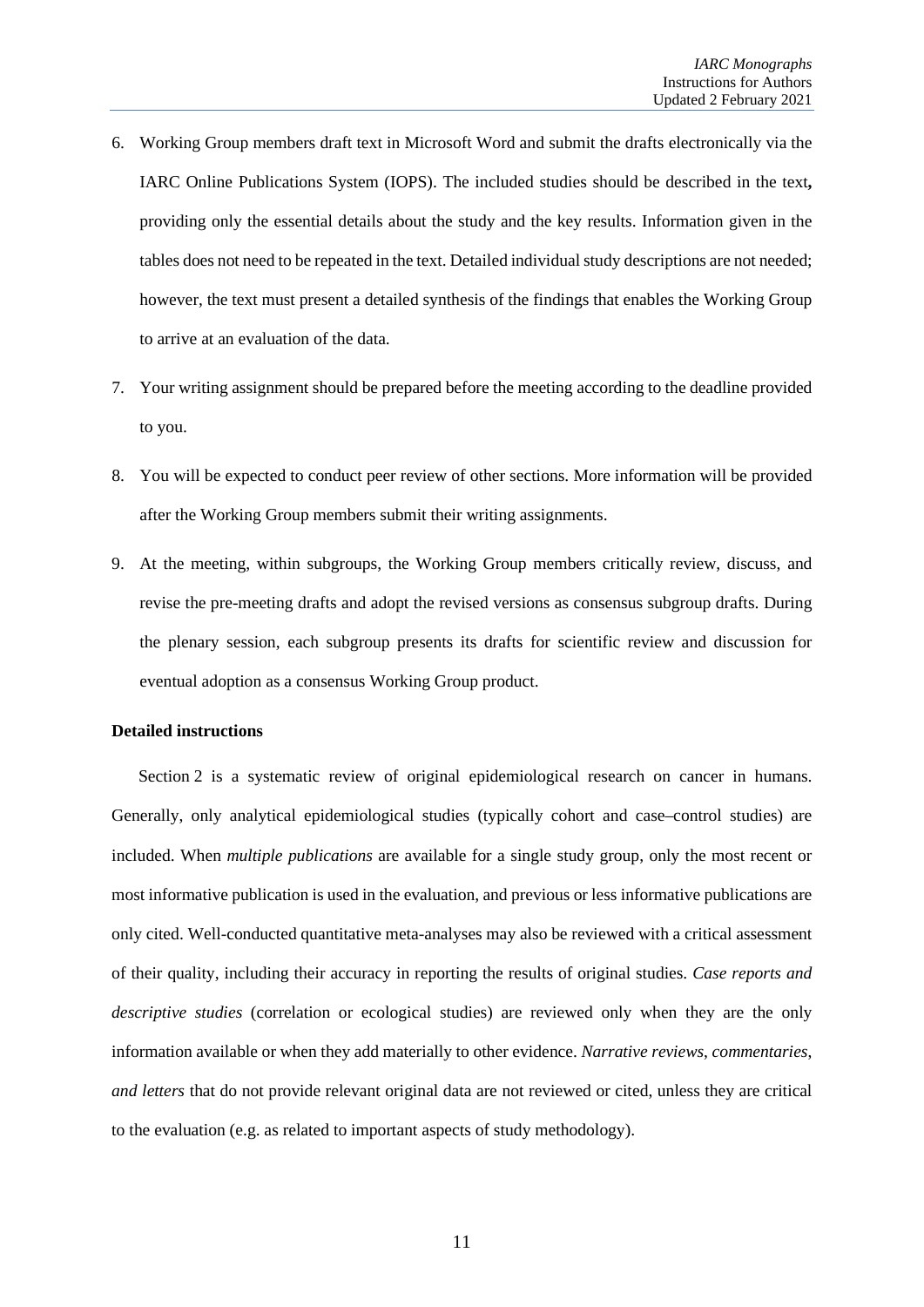6. Working Group members draft text in Microsoft Word and submit the drafts electronically via the IARC Online Publications System (IOPS). The included studies should be described in the text**,** providing only the essential details about the study and the key results. Information given in the tables does not need to be repeated in the text. Detailed individual study descriptions are not needed; however, the text must present a detailed synthesis of the findings that enables the Working Group to arrive at an evaluation of the data.

7. Your writing assignment should be prepared before the meeting according to the deadline provided to you.

8. You will be expected to conduct peer review of other sections. More information will be provided after the Working Group members submit their writing assignments.

9. At the meeting, within subgroups, the Working Group members critically review, discuss, and revise the pre-meeting drafts and adopt the revised versions as consensus subgroup drafts. During the plenary session, each subgroup presents its drafts for scientific review and discussion for eventual adoption as a consensus Working Group product.

**Detailed instructions**

Section 2 is a systematic review of original epidemiological research on cancer in humans. Generally, only analytical epidemiological studies (typically cohort and case–control studies) are included. When *multiple publications* are available for a single study group, only the most recent or most informative publication is used in the evaluation, and previous or less informative publications are only cited. Well-conducted quantitative meta-analyses may also be reviewed with a critical assessment of their quality, including their accuracy in reporting the results of original studies. *Case reports and descriptive studies* (correlation or ecological studies) are reviewed only when they are the only information available or when they add materially to other evidence. *Narrative reviews*, *commentaries*, *and letters* that do not provide relevant original data are not reviewed or cited, unless they are critical to the evaluation (e.g. as related to important aspects of study methodology).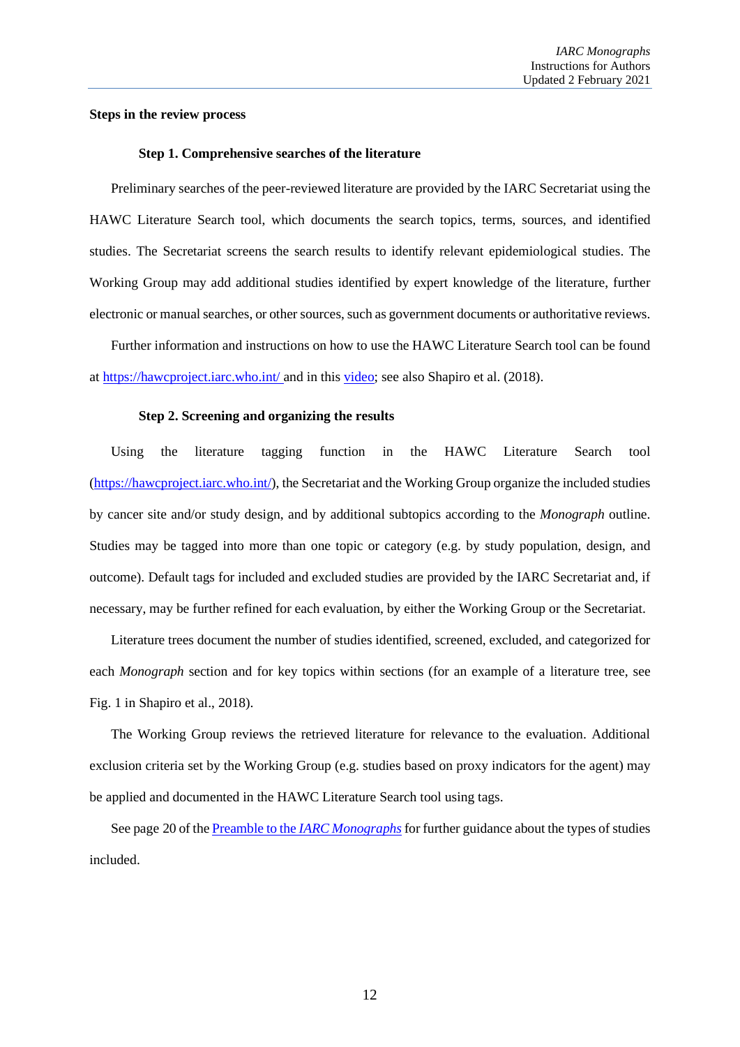**Steps in the review process**

**Step 1. Comprehensive searches of the literature**

Preliminary searches of the peer-reviewed literature are provided by the IARC Secretariat using the HAWC Literature Search tool, which documents the search topics, terms, sources, and identified studies. The Secretariat screens the search results to identify relevant epidemiological studies. The Working Group may add additional studies identified by expert knowledge of the literature, further electronic or manual searches, or other sources, such as government documents or authoritative reviews.

Further information and instructions on how to use the HAWC Literature Search tool can be found at [https://hawcproject.iarc.who.int/](https://hawcproject.iarc.who.int/) and in this video; see also Shapiro et al. (2018).

**Step 2. Screening and organizing the results**

Using the literature tagging function in the HAWC Literature Search tool ([https://hawcproject.iarc.who.int/](https://hawcproject.iarc.who.int/)), the Secretariat and the Working Group organize the included studies by cancer site and/or study design, and by additional subtopics according to the *Monograph* outline. Studies may be tagged into more than one topic or category (e.g. by study population, design, and outcome). Default tags for included and excluded studies are provided by the IARC Secretariat and, if necessary, may be further refined for each evaluation, by either the Working Group or the Secretariat.

Literature trees document the number of studies identified, screened, excluded, and categorized for each *Monograph* section and for key topics within sections (for an example of a literature tree, see Fig. 1 in Shapiro et al., 2018).

The Working Group reviews the retrieved literature for relevance to the evaluation. Additional exclusion criteria set by the Working Group (e.g. studies based on proxy indicators for the agent) may be applied and documented in the HAWC Literature Search tool using tags.

See page 20 of the Preamble to the *IARC Monographs* for further guidance about the types of studies included.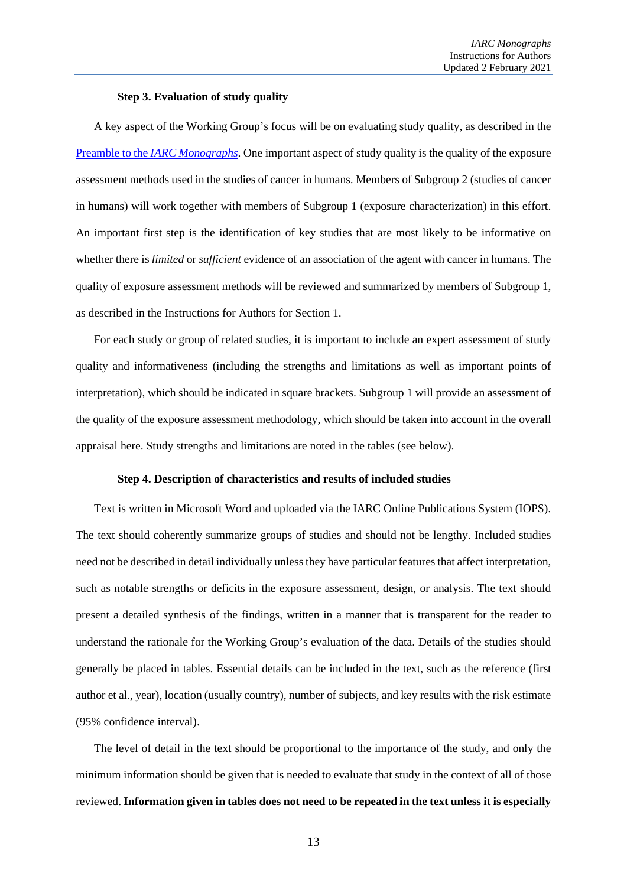#### Step 3. Evaluation of study quality

A key aspect of the Working Group's focus will be on evaluating study quality, as described in the [Preamble to the *IARC Monographs*](). One important aspect of study quality is the quality of the exposure assessment methods used in the studies of cancer in humans. Members of Subgroup 2 (studies of cancer in humans) will work together with members of Subgroup 1 (exposure characterization) in this effort. An important first step is the identification of key studies that are most likely to be informative on whether there is *limited* or *sufficient* evidence of an association of the agent with cancer in humans. The quality of exposure assessment methods will be reviewed and summarized by members of Subgroup 1, as described in the Instructions for Authors for Section 1.

For each study or group of related studies, it is important to include an expert assessment of study quality and informativeness (including the strengths and limitations as well as important points of interpretation), which should be indicated in square brackets. Subgroup 1 will provide an assessment of the quality of the exposure assessment methodology, which should be taken into account in the overall appraisal here. Study strengths and limitations are noted in the tables (see below).

#### Step 4. Description of characteristics and results of included studies

Text is written in Microsoft Word and uploaded via the IARC Online Publications System (IOPS). The text should coherently summarize groups of studies and should not be lengthy. Included studies need not be described in detail individually unless they have particular features that affect interpretation, such as notable strengths or deficits in the exposure assessment, design, or analysis. The text should present a detailed synthesis of the findings, written in a manner that is transparent for the reader to understand the rationale for the Working Group's evaluation of the data. Details of the studies should generally be placed in tables. Essential details can be included in the text, such as the reference (first author et al., year), location (usually country), number of subjects, and key results with the risk estimate (95% confidence interval).

The level of detail in the text should be proportional to the importance of the study, and only the minimum information should be given that is needed to evaluate that study in the context of all of those reviewed. **Information given in tables does not need to be repeated in the text unless it is especially**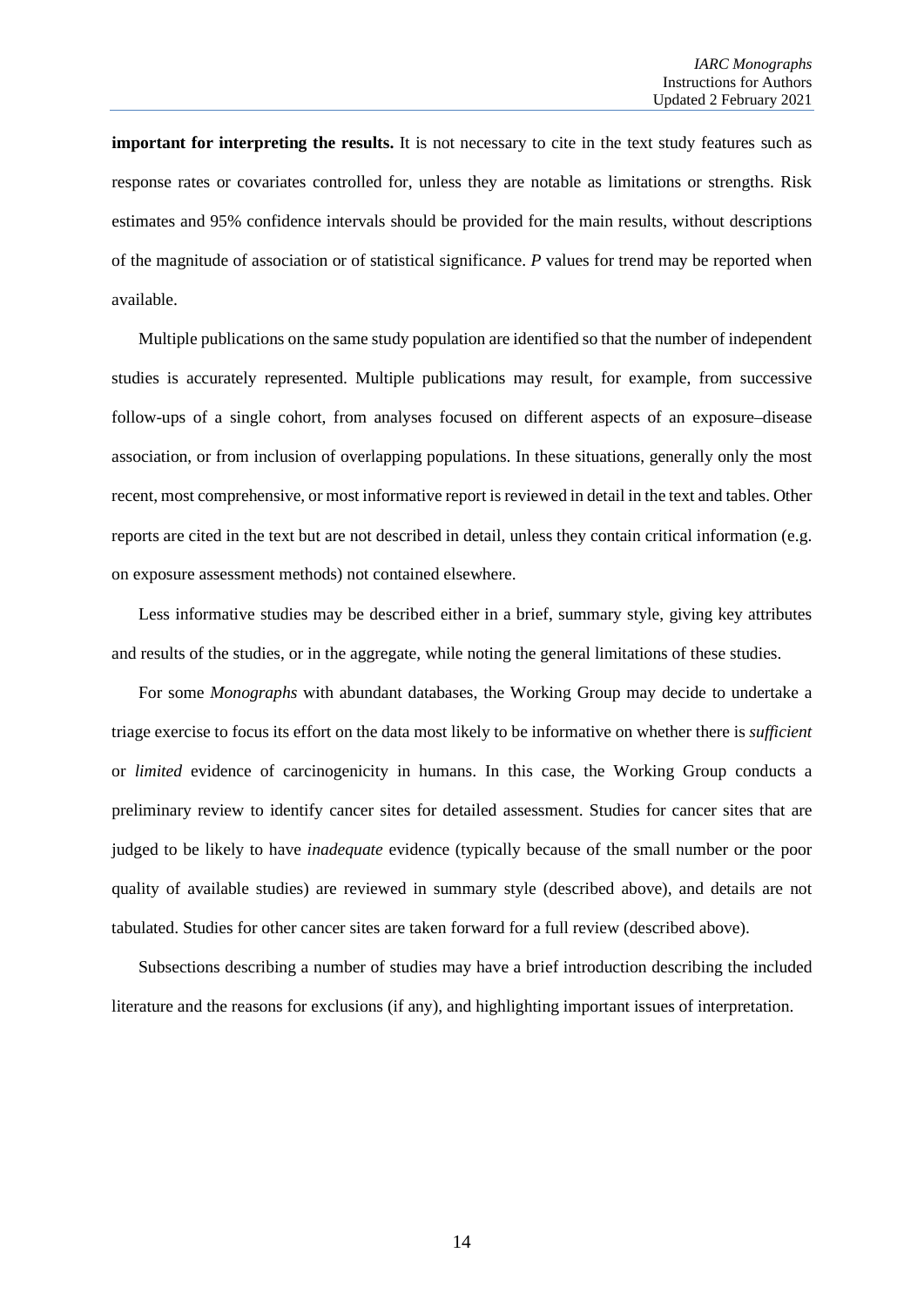**important for interpreting the results.** It is not necessary to cite in the text study features such as response rates or covariates controlled for, unless they are notable as limitations or strengths. Risk estimates and 95% confidence intervals should be provided for the main results, without descriptions of the magnitude of association or of statistical significance. *P* values for trend may be reported when available.

Multiple publications on the same study population are identified so that the number of independent studies is accurately represented. Multiple publications may result, for example, from successive follow-ups of a single cohort, from analyses focused on different aspects of an exposure–disease association, or from inclusion of overlapping populations. In these situations, generally only the most recent, most comprehensive, or most informative report is reviewed in detail in the text and tables. Other reports are cited in the text but are not described in detail, unless they contain critical information (e.g. on exposure assessment methods) not contained elsewhere.

Less informative studies may be described either in a brief, summary style, giving key attributes and results of the studies, or in the aggregate, while noting the general limitations of these studies.

For some *Monographs* with abundant databases, the Working Group may decide to undertake a triage exercise to focus its effort on the data most likely to be informative on whether there is *sufficient* or *limited* evidence of carcinogenicity in humans. In this case, the Working Group conducts a preliminary review to identify cancer sites for detailed assessment. Studies for cancer sites that are judged to be likely to have *inadequate* evidence (typically because of the small number or the poor quality of available studies) are reviewed in summary style (described above), and details are not tabulated. Studies for other cancer sites are taken forward for a full review (described above).

Subsections describing a number of studies may have a brief introduction describing the included literature and the reasons for exclusions (if any), and highlighting important issues of interpretation.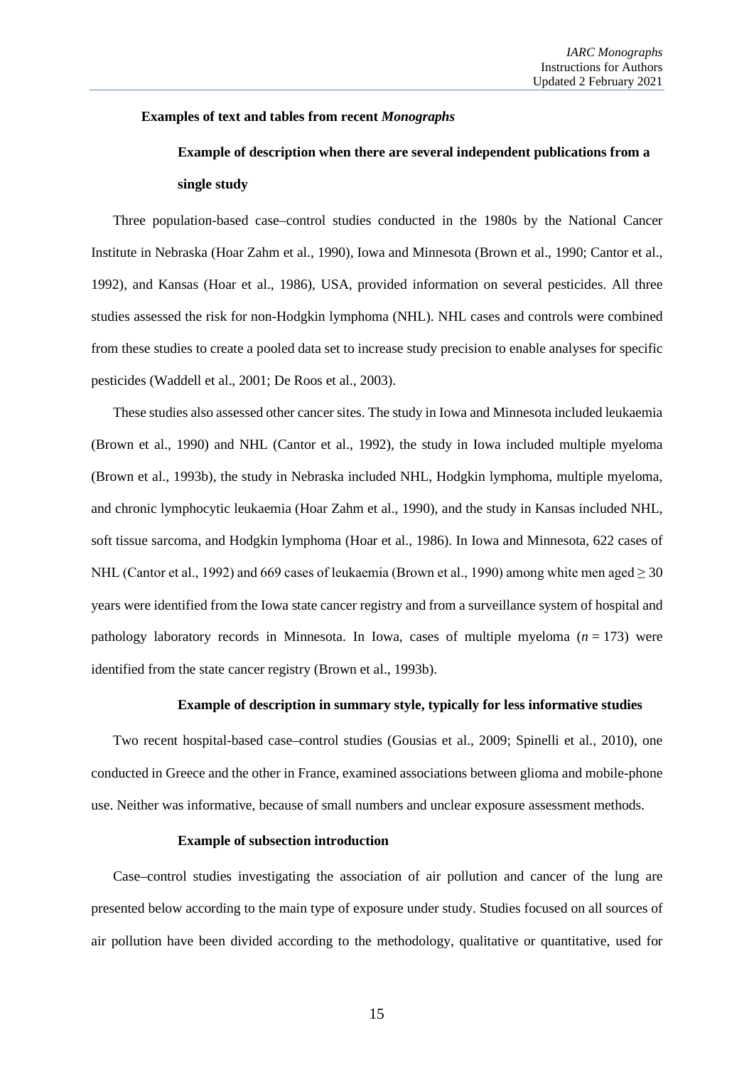**Examples of text and tables from recent *Monographs***

**Example of description when there are several independent publications from a single study**

Three population-based case–control studies conducted in the 1980s by the National Cancer Institute in Nebraska (Hoar Zahm et al., 1990), Iowa and Minnesota (Brown et al., 1990; Cantor et al., 1992), and Kansas (Hoar et al., 1986), USA, provided information on several pesticides. All three studies assessed the risk for non-Hodgkin lymphoma (NHL). NHL cases and controls were combined from these studies to create a pooled data set to increase study precision to enable analyses for specific pesticides (Waddell et al., 2001; De Roos et al., 2003).

These studies also assessed other cancer sites. The study in Iowa and Minnesota included leukaemia (Brown et al., 1990) and NHL (Cantor et al., 1992), the study in Iowa included multiple myeloma (Brown et al., 1993b), the study in Nebraska included NHL, Hodgkin lymphoma, multiple myeloma, and chronic lymphocytic leukaemia (Hoar Zahm et al., 1990), and the study in Kansas included NHL, soft tissue sarcoma, and Hodgkin lymphoma (Hoar et al., 1986). In Iowa and Minnesota, 622 cases of NHL (Cantor et al., 1992) and 669 cases of leukaemia (Brown et al., 1990) among white men aged ≥ 30 years were identified from the Iowa state cancer registry and from a surveillance system of hospital and pathology laboratory records in Minnesota. In Iowa, cases of multiple myeloma ($n = 173$) were identified from the state cancer registry (Brown et al., 1993b).

**Example of description in summary style, typically for less informative studies**

Two recent hospital-based case–control studies (Gousias et al., 2009; Spinelli et al., 2010), one conducted in Greece and the other in France, examined associations between glioma and mobile-phone use. Neither was informative, because of small numbers and unclear exposure assessment methods.

**Example of subsection introduction**

Case–control studies investigating the association of air pollution and cancer of the lung are presented below according to the main type of exposure under study. Studies focused on all sources of air pollution have been divided according to the methodology, qualitative or quantitative, used for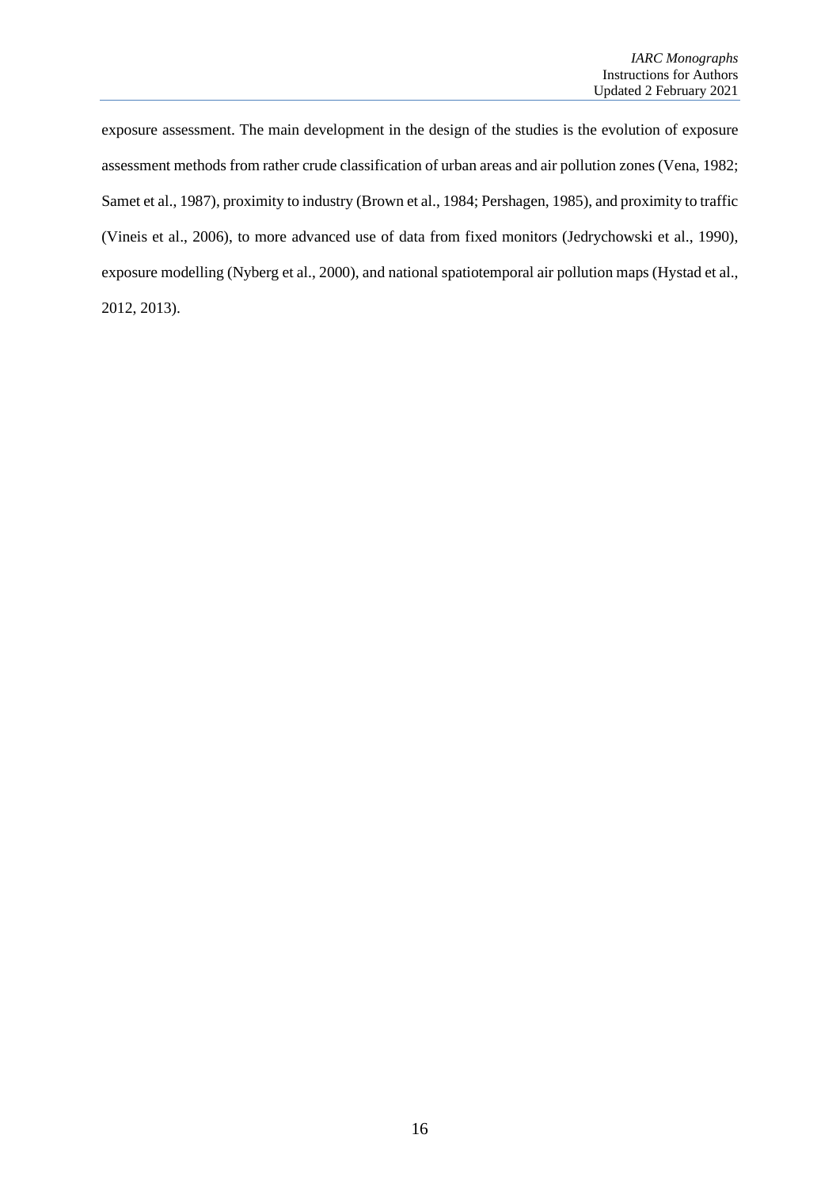exposure assessment. The main development in the design of the studies is the evolution of exposure assessment methods from rather crude classification of urban areas and air pollution zones (Vena, 1982; Samet et al., 1987), proximity to industry (Brown et al., 1984; Pershagen, 1985), and proximity to traffic (Vineis et al., 2006), to more advanced use of data from fixed monitors (Jedrychowski et al., 1990), exposure modelling (Nyberg et al., 2000), and national spatiotemporal air pollution maps (Hystad et al., 2012, 2013).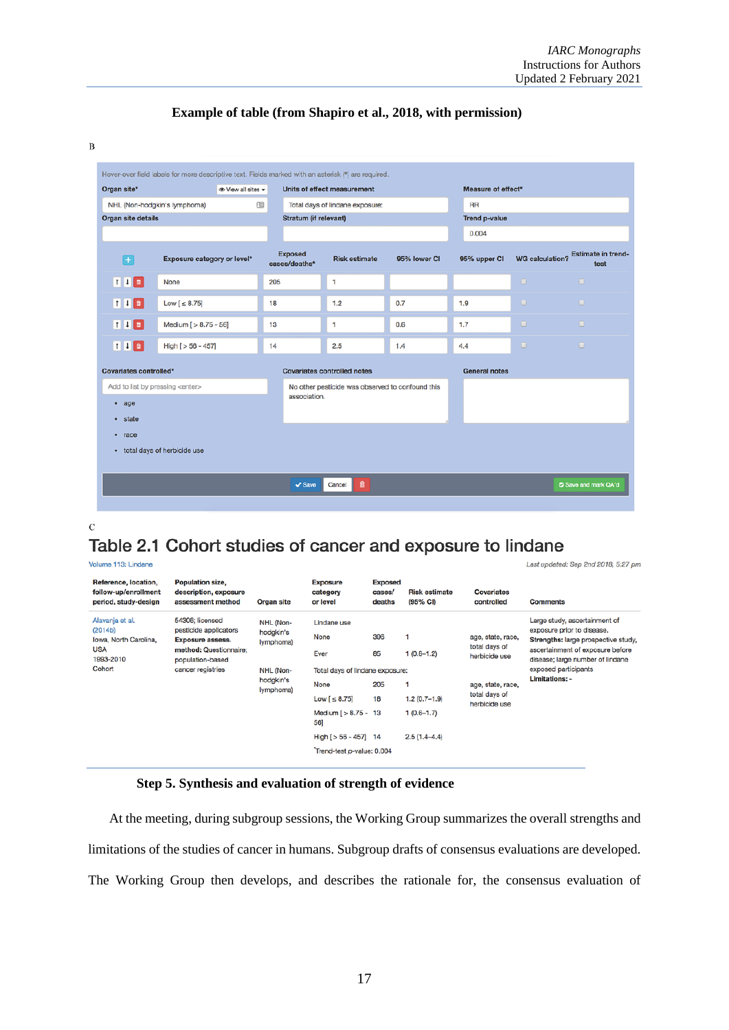**Example of table (from Shapiro et al., 2018, with permission)**

B

Hover-over field labels for more descriptive text. Fields marked with an asterisk (*) are required.

| Organ site* | Units of effect measurement | Measure of effect* |
|---|---|---|
| NHL (Non-hodgkin's lymphoma) | Total days of lindane exposure: | RR |

| Organ site details | Stratum (if relevant) | Trend p-value |
|---|---|---|
| | | 0.004 |

| Exposure category or level* | Exposed cases/deaths* | Risk estimate | 95% lower CI | 95% upper CI | WG calculation? | Estimate in trend-test |
|---|---|---|---|---|---|---|
| None | 205 | 1 | | | | |
| Low [≤ 8.75] | 18 | 1.2 | 0.7 | 1.9 | | |
| Medium [> 8.75 - 56] | 13 | 1 | 0.6 | 1.7 | | |
| High [> 56 - 457] | 14 | 2.5 | 1.4 | 4.4 | | |

**Covariates controlled***

Add to list by pressing <enter>

- age
- state
- race
- total days of herbicide use

**Covariates controlled notes**

No other pesticide was observed to confound this association.

**General notes**

Save | Cancel | Save and mark QA'd

C

## Table 2.1 Cohort studies of cancer and exposure to lindane

Volume 113: Lindane

*Last updated: Sep 2nd 2018, 5:27 pm*

| Reference, location, follow-up/enrollment period, study-design | Population size, description, exposure assessment method | Organ site | Exposure category or level | Exposed cases/ deaths | Risk estimate (95% CI) | Covariates controlled | Comments |
|---|---|---|---|---|---|---|---|
| Alavanja et al. (2014b)<br>Iowa, North Carolina, USA<br>1993-2010<br>Cohort | 54306; licensed pesticide applicators<br>**Exposure assess. method:** Questionnaire; population-based cancer registries | NHL (Non-hodgkin's lymphoma) | Lindane use | | | | Large study, ascertainment of exposure prior to disease.<br>**Strengths:** large prospective study, ascertainment of exposure before disease; large number of lindane exposed participants<br>**Limitations:** - |
| | | | None | 396 | 1 | age, state, race, total days of herbicide use | |
| | | | Ever | 85 | 1 (0.8–1.2) | | |
| | | NHL (Non-hodgkin's lymphoma) | Total days of lindane exposure: | | | | |
| | | | None | 205 | 1 | age, state, race, total days of herbicide use | |
| | | | Low [≤ 8.75] | 18 | 1.2 (0.7–1.9) | | |
| | | | Medium [> 8.75 - 56] | 13 | 1 (0.6–1.7) | | |
| | | | High [> 56 - 457] | 14 | 2.5 (1.4–4.4) | | |
| | | | Trend-test *p*-value: 0.004 | | | | |

### Step 5. Synthesis and evaluation of strength of evidence

At the meeting, during subgroup sessions, the Working Group summarizes the overall strengths and limitations of the studies of cancer in humans. Subgroup drafts of consensus evaluations are developed. The Working Group then develops, and describes the rationale for, the consensus evaluation of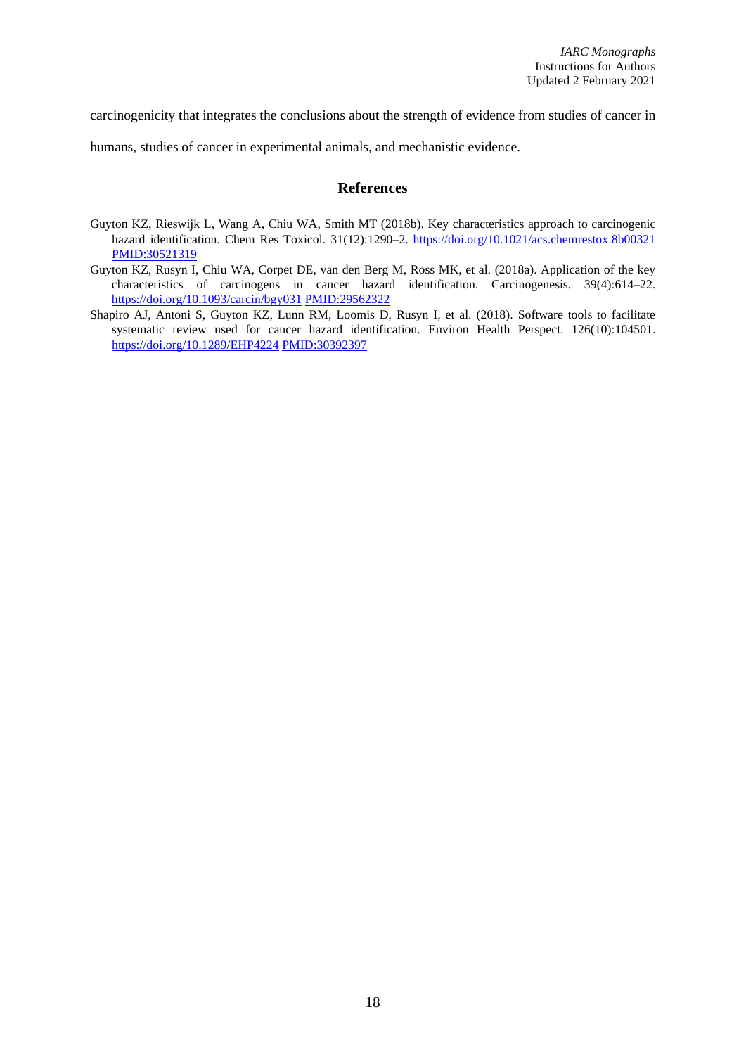carcinogenicity that integrates the conclusions about the strength of evidence from studies of cancer in humans, studies of cancer in experimental animals, and mechanistic evidence.

## References

Guyton KZ, Rieswijk L, Wang A, Chiu WA, Smith MT (2018b). Key characteristics approach to carcinogenic hazard identification. Chem Res Toxicol. 31(12):1290–2. https://doi.org/10.1021/acs.chemrestox.8b00321 PMID:30521319

Guyton KZ, Rusyn I, Chiu WA, Corpet DE, van den Berg M, Ross MK, et al. (2018a). Application of the key characteristics of carcinogens in cancer hazard identification. Carcinogenesis. 39(4):614–22. https://doi.org/10.1093/carcin/bgy031 PMID:29562322

Shapiro AJ, Antoni S, Guyton KZ, Lunn RM, Loomis D, Rusyn I, et al. (2018). Software tools to facilitate systematic review used for cancer hazard identification. Environ Health Perspect. 126(10):104501. https://doi.org/10.1289/EHP4224 PMID:30392397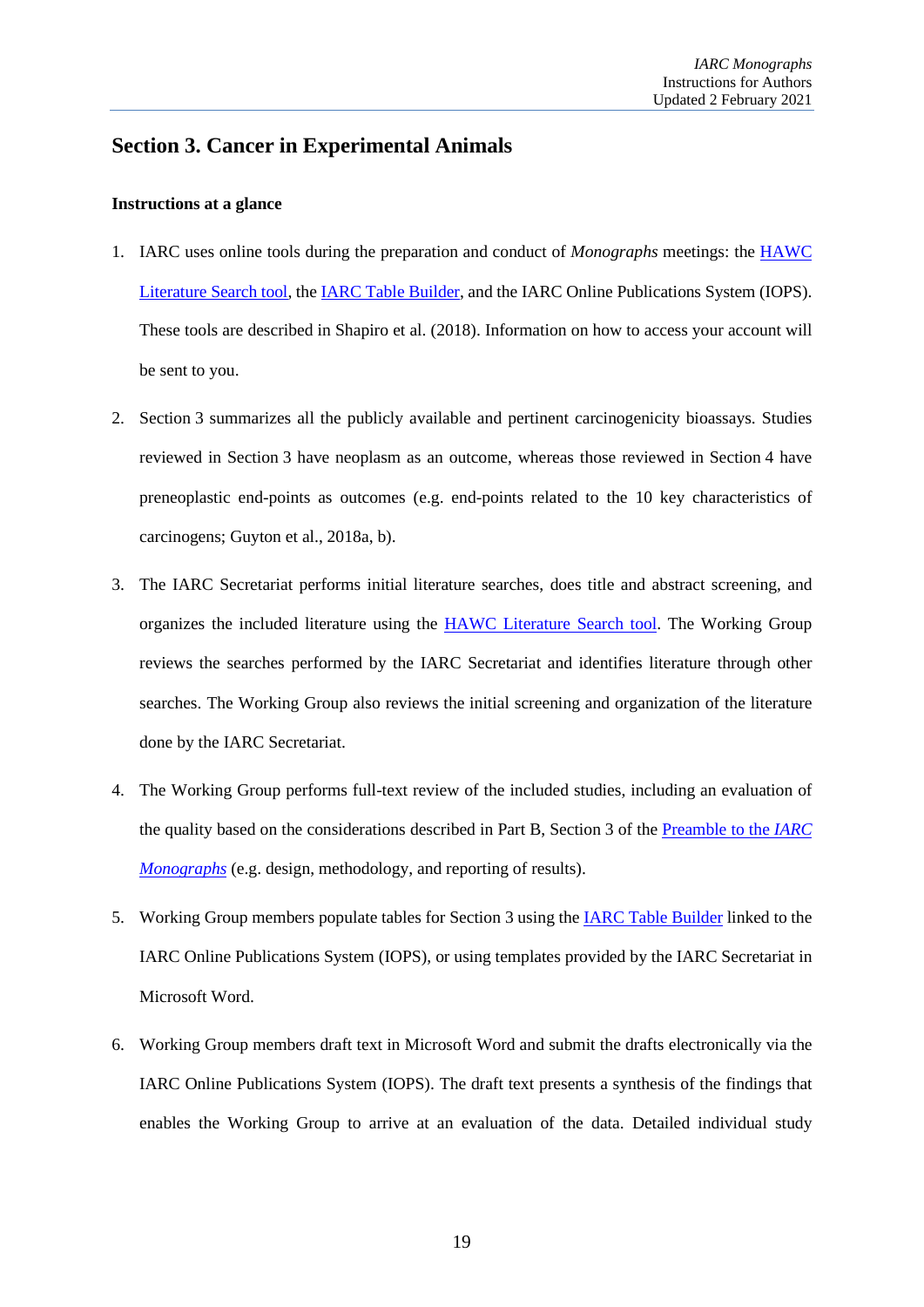## Section 3. Cancer in Experimental Animals

**Instructions at a glance**

1. IARC uses online tools during the preparation and conduct of *Monographs* meetings: the [HAWC Literature Search tool](), the [IARC Table Builder](), and the IARC Online Publications System (IOPS). These tools are described in Shapiro et al. (2018). Information on how to access your account will be sent to you.

2. Section 3 summarizes all the publicly available and pertinent carcinogenicity bioassays. Studies reviewed in Section 3 have neoplasm as an outcome, whereas those reviewed in Section 4 have preneoplastic end-points as outcomes (e.g. end-points related to the 10 key characteristics of carcinogens; Guyton et al., 2018a, b).

3. The IARC Secretariat performs initial literature searches, does title and abstract screening, and organizes the included literature using the [HAWC Literature Search tool](). The Working Group reviews the searches performed by the IARC Secretariat and identifies literature through other searches. The Working Group also reviews the initial screening and organization of the literature done by the IARC Secretariat.

4. The Working Group performs full-text review of the included studies, including an evaluation of the quality based on the considerations described in Part B, Section 3 of the [Preamble to the *IARC Monographs*]() (e.g. design, methodology, and reporting of results).

5. Working Group members populate tables for Section 3 using the [IARC Table Builder]() linked to the IARC Online Publications System (IOPS), or using templates provided by the IARC Secretariat in Microsoft Word.

6. Working Group members draft text in Microsoft Word and submit the drafts electronically via the IARC Online Publications System (IOPS). The draft text presents a synthesis of the findings that enables the Working Group to arrive at an evaluation of the data. Detailed individual study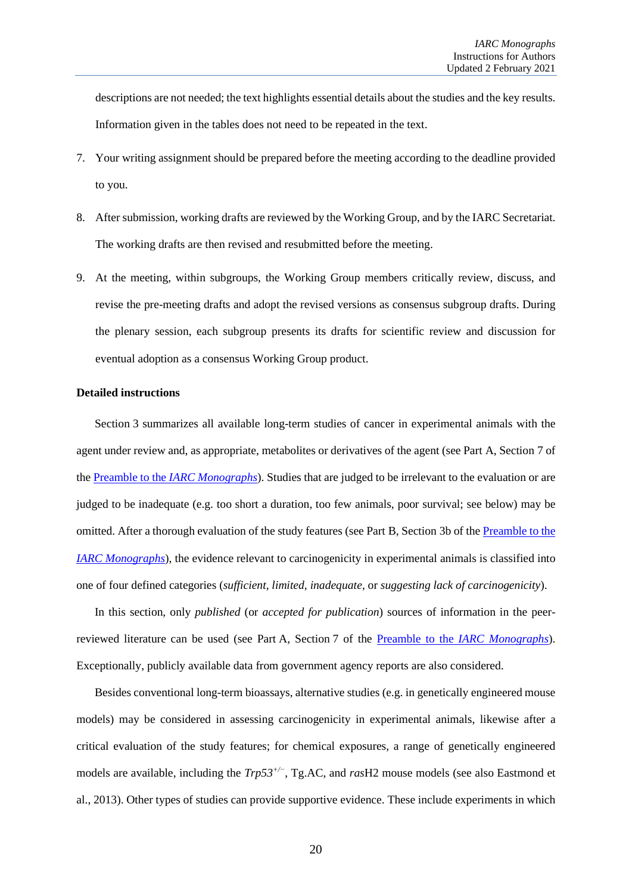descriptions are not needed; the text highlights essential details about the studies and the key results. Information given in the tables does not need to be repeated in the text.

7. Your writing assignment should be prepared before the meeting according to the deadline provided to you.

8. After submission, working drafts are reviewed by the Working Group, and by the IARC Secretariat. The working drafts are then revised and resubmitted before the meeting.

9. At the meeting, within subgroups, the Working Group members critically review, discuss, and revise the pre-meeting drafts and adopt the revised versions as consensus subgroup drafts. During the plenary session, each subgroup presents its drafts for scientific review and discussion for eventual adoption as a consensus Working Group product.

**Detailed instructions**

Section 3 summarizes all available long-term studies of cancer in experimental animals with the agent under review and, as appropriate, metabolites or derivatives of the agent (see Part A, Section 7 of the Preamble to the *IARC Monographs*). Studies that are judged to be irrelevant to the evaluation or are judged to be inadequate (e.g. too short a duration, too few animals, poor survival; see below) may be omitted. After a thorough evaluation of the study features (see Part B, Section 3b of the Preamble to the *IARC Monographs*), the evidence relevant to carcinogenicity in experimental animals is classified into one of four defined categories (*sufficient*, *limited*, *inadequate*, or *suggesting lack of carcinogenicity*).

In this section, only *published* (or *accepted for publication*) sources of information in the peer-reviewed literature can be used (see Part A, Section 7 of the Preamble to the *IARC Monographs*). Exceptionally, publicly available data from government agency reports are also considered.

Besides conventional long-term bioassays, alternative studies (e.g. in genetically engineered mouse models) may be considered in assessing carcinogenicity in experimental animals, likewise after a critical evaluation of the study features; for chemical exposures, a range of genetically engineered models are available, including the *Trp53*$^{+/-}$, Tg.AC, and *ras*H2 mouse models (see also Eastmond et al., 2013). Other types of studies can provide supportive evidence. These include experiments in which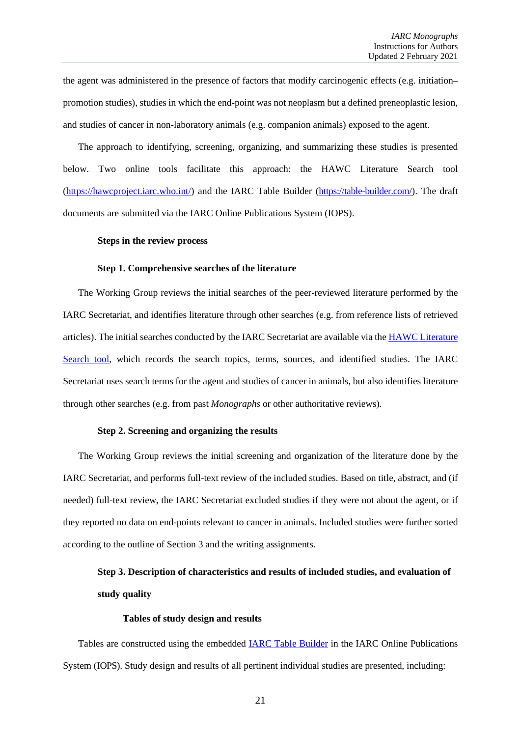the agent was administered in the presence of factors that modify carcinogenic effects (e.g. initiation–promotion studies), studies in which the end-point was not neoplasm but a defined preneoplastic lesion, and studies of cancer in non-laboratory animals (e.g. companion animals) exposed to the agent.

The approach to identifying, screening, organizing, and summarizing these studies is presented below. Two online tools facilitate this approach: the HAWC Literature Search tool (https://hawcproject.iarc.who.int/) and the IARC Table Builder (https://table-builder.com/). The draft documents are submitted via the IARC Online Publications System (IOPS).

### Steps in the review process

#### Step 1. Comprehensive searches of the literature

The Working Group reviews the initial searches of the peer-reviewed literature performed by the IARC Secretariat, and identifies literature through other searches (e.g. from reference lists of retrieved articles). The initial searches conducted by the IARC Secretariat are available via the [HAWC Literature Search tool](https://hawcproject.iarc.who.int/), which records the search topics, terms, sources, and identified studies. The IARC Secretariat uses search terms for the agent and studies of cancer in animals, but also identifies literature through other searches (e.g. from past *Monographs* or other authoritative reviews).

#### Step 2. Screening and organizing the results

The Working Group reviews the initial screening and organization of the literature done by the IARC Secretariat, and performs full-text review of the included studies. Based on title, abstract, and (if needed) full-text review, the IARC Secretariat excluded studies if they were not about the agent, or if they reported no data on end-points relevant to cancer in animals. Included studies were further sorted according to the outline of Section 3 and the writing assignments.

#### Step 3. Description of characteristics and results of included studies, and evaluation of study quality

##### Tables of study design and results

Tables are constructed using the embedded [IARC Table Builder](https://table-builder.com/) in the IARC Online Publications System (IOPS). Study design and results of all pertinent individual studies are presented, including: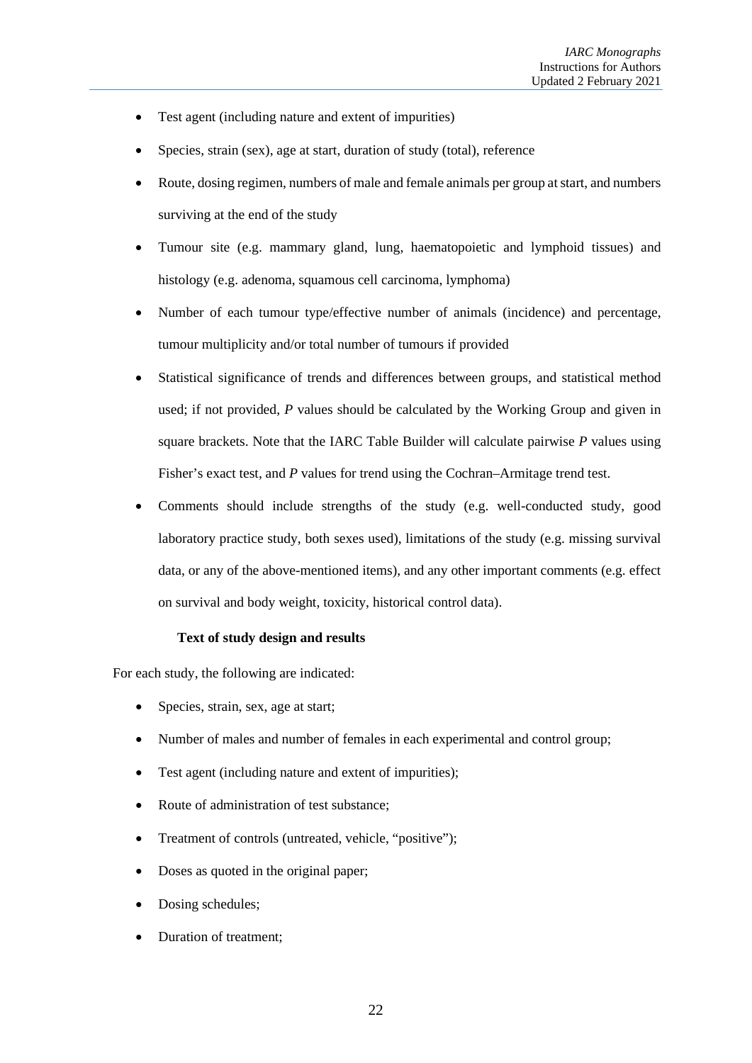- Test agent (including nature and extent of impurities)
- Species, strain (sex), age at start, duration of study (total), reference
- Route, dosing regimen, numbers of male and female animals per group at start, and numbers surviving at the end of the study
- Tumour site (e.g. mammary gland, lung, haematopoietic and lymphoid tissues) and histology (e.g. adenoma, squamous cell carcinoma, lymphoma)
- Number of each tumour type/effective number of animals (incidence) and percentage, tumour multiplicity and/or total number of tumours if provided
- Statistical significance of trends and differences between groups, and statistical method used; if not provided, *P* values should be calculated by the Working Group and given in square brackets. Note that the IARC Table Builder will calculate pairwise *P* values using Fisher's exact test, and *P* values for trend using the Cochran–Armitage trend test.
- Comments should include strengths of the study (e.g. well-conducted study, good laboratory practice study, both sexes used), limitations of the study (e.g. missing survival data, or any of the above-mentioned items), and any other important comments (e.g. effect on survival and body weight, toxicity, historical control data).

**Text of study design and results**

For each study, the following are indicated:

- Species, strain, sex, age at start;
- Number of males and number of females in each experimental and control group;
- Test agent (including nature and extent of impurities);
- Route of administration of test substance;
- Treatment of controls (untreated, vehicle, "positive");
- Doses as quoted in the original paper;
- Dosing schedules;
- Duration of treatment;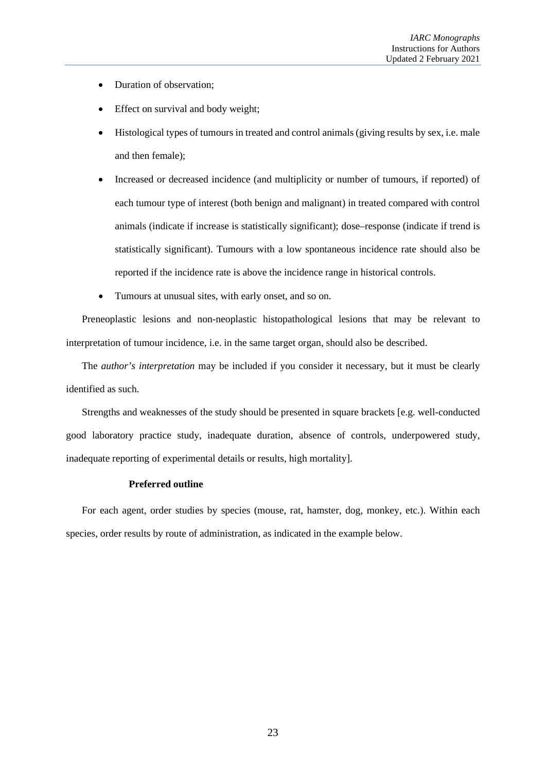- Duration of observation;
- Effect on survival and body weight;
- Histological types of tumours in treated and control animals (giving results by sex, i.e. male and then female);
- Increased or decreased incidence (and multiplicity or number of tumours, if reported) of each tumour type of interest (both benign and malignant) in treated compared with control animals (indicate if increase is statistically significant); dose–response (indicate if trend is statistically significant). Tumours with a low spontaneous incidence rate should also be reported if the incidence rate is above the incidence range in historical controls.
- Tumours at unusual sites, with early onset, and so on.

Preneoplastic lesions and non-neoplastic histopathological lesions that may be relevant to interpretation of tumour incidence, i.e. in the same target organ, should also be described.

The *author's interpretation* may be included if you consider it necessary, but it must be clearly identified as such.

Strengths and weaknesses of the study should be presented in square brackets [e.g. well-conducted good laboratory practice study, inadequate duration, absence of controls, underpowered study, inadequate reporting of experimental details or results, high mortality].

**Preferred outline**

For each agent, order studies by species (mouse, rat, hamster, dog, monkey, etc.). Within each species, order results by route of administration, as indicated in the example below.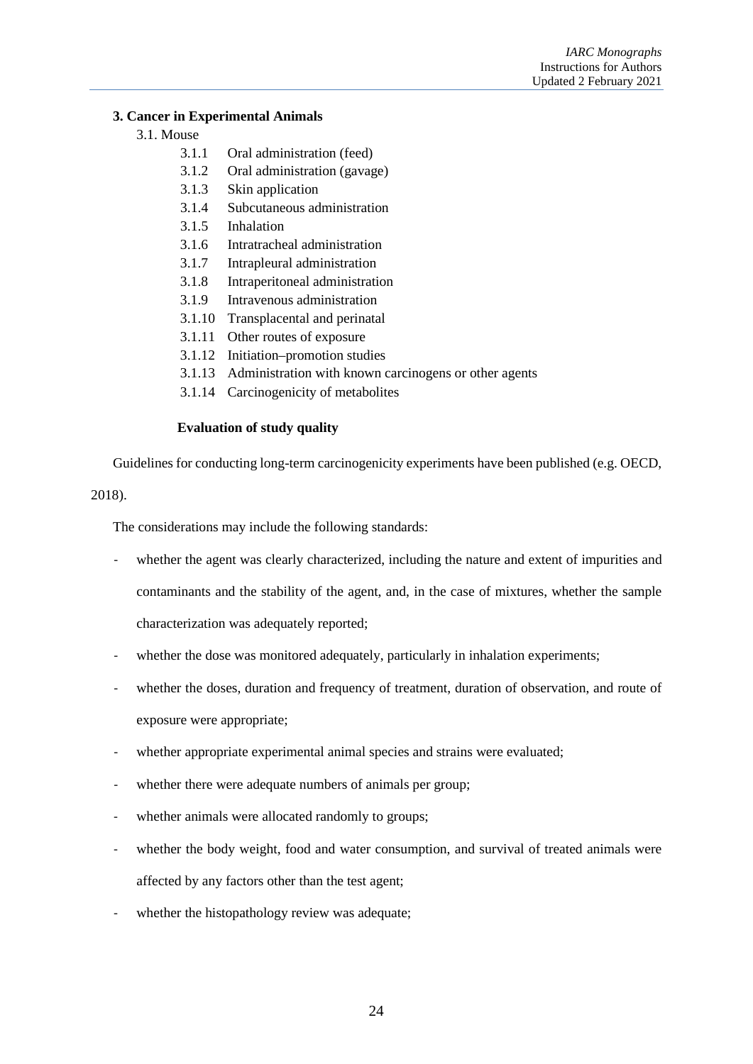## 3. Cancer in Experimental Animals

3.1. Mouse

- 3.1.1 Oral administration (feed)
- 3.1.2 Oral administration (gavage)
- 3.1.3 Skin application
- 3.1.4 Subcutaneous administration
- 3.1.5 Inhalation
- 3.1.6 Intratracheal administration
- 3.1.7 Intrapleural administration
- 3.1.8 Intraperitoneal administration
- 3.1.9 Intravenous administration
- 3.1.10 Transplacental and perinatal
- 3.1.11 Other routes of exposure
- 3.1.12 Initiation–promotion studies
- 3.1.13 Administration with known carcinogens or other agents
- 3.1.14 Carcinogenicity of metabolites

**Evaluation of study quality**

Guidelines for conducting long-term carcinogenicity experiments have been published (e.g. OECD, 2018).

The considerations may include the following standards:

- whether the agent was clearly characterized, including the nature and extent of impurities and contaminants and the stability of the agent, and, in the case of mixtures, whether the sample characterization was adequately reported;
- whether the dose was monitored adequately, particularly in inhalation experiments;
- whether the doses, duration and frequency of treatment, duration of observation, and route of exposure were appropriate;
- whether appropriate experimental animal species and strains were evaluated;
- whether there were adequate numbers of animals per group;
- whether animals were allocated randomly to groups;
- whether the body weight, food and water consumption, and survival of treated animals were affected by any factors other than the test agent;
- whether the histopathology review was adequate;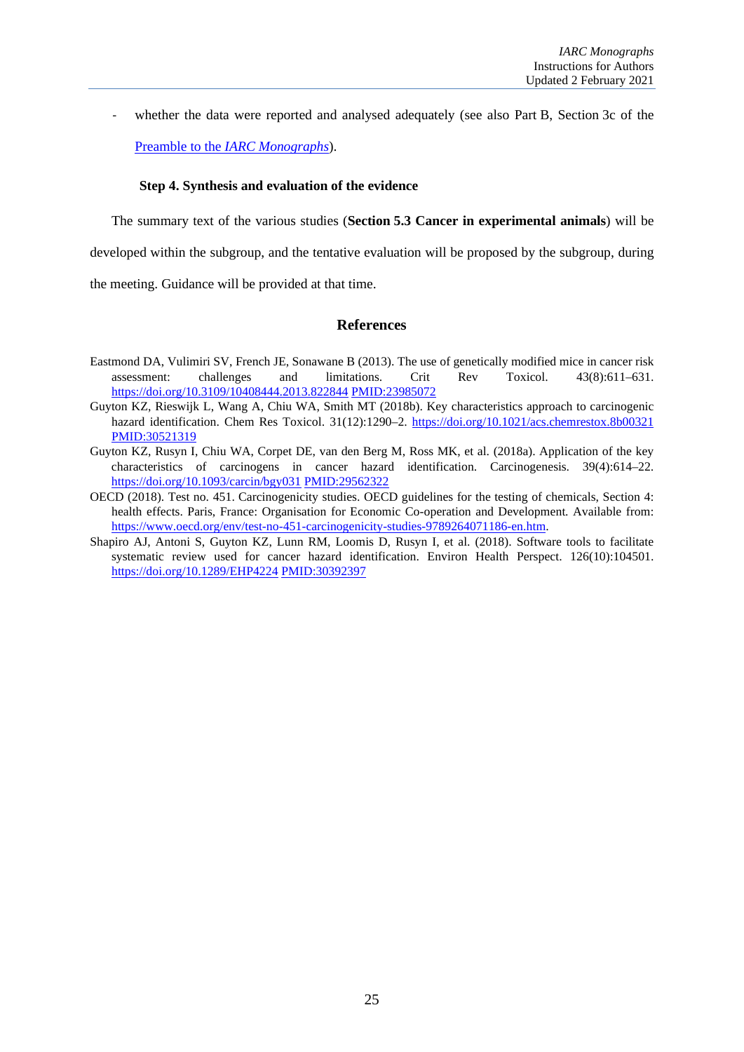- whether the data were reported and analysed adequately (see also Part B, Section 3c of the [Preamble to the *IARC Monographs*](#)).

#### Step 4. Synthesis and evaluation of the evidence

The summary text of the various studies (**Section 5.3 Cancer in experimental animals**) will be developed within the subgroup, and the tentative evaluation will be proposed by the subgroup, during the meeting. Guidance will be provided at that time.

## References

Eastmond DA, Vulimiri SV, French JE, Sonawane B (2013). The use of genetically modified mice in cancer risk assessment: challenges and limitations. Crit Rev Toxicol. 43(8):611–631. https://doi.org/10.3109/10408444.2013.822844 PMID:23985072

Guyton KZ, Rieswijk L, Wang A, Chiu WA, Smith MT (2018b). Key characteristics approach to carcinogenic hazard identification. Chem Res Toxicol. 31(12):1290–2. https://doi.org/10.1021/acs.chemrestox.8b00321 PMID:30521319

Guyton KZ, Rusyn I, Chiu WA, Corpet DE, van den Berg M, Ross MK, et al. (2018a). Application of the key characteristics of carcinogens in cancer hazard identification. Carcinogenesis. 39(4):614–22. https://doi.org/10.1093/carcin/bgy031 PMID:29562322

OECD (2018). Test no. 451. Carcinogenicity studies. OECD guidelines for the testing of chemicals, Section 4: health effects. Paris, France: Organisation for Economic Co-operation and Development. Available from: https://www.oecd.org/env/test-no-451-carcinogenicity-studies-9789264071186-en.htm.

Shapiro AJ, Antoni S, Guyton KZ, Lunn RM, Loomis D, Rusyn I, et al. (2018). Software tools to facilitate systematic review used for cancer hazard identification. Environ Health Perspect. 126(10):104501. https://doi.org/10.1289/EHP4224 PMID:30392397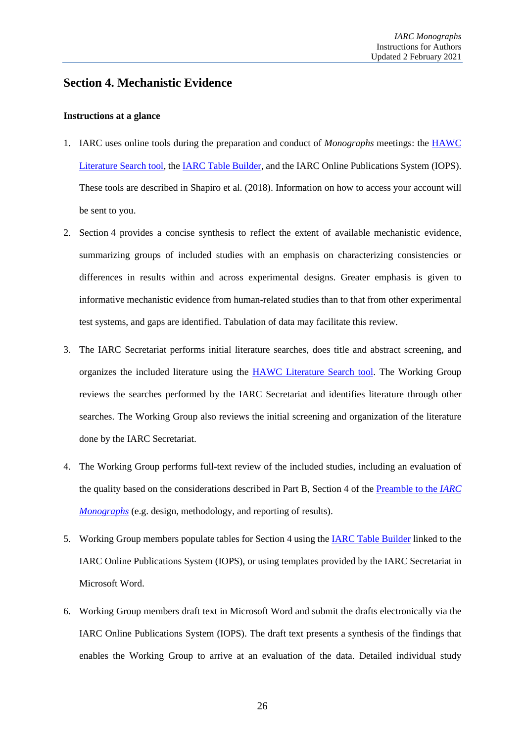## Section 4. Mechanistic Evidence

### Instructions at a glance

1. IARC uses online tools during the preparation and conduct of *Monographs* meetings: the [HAWC Literature Search tool](), the [IARC Table Builder](), and the IARC Online Publications System (IOPS). These tools are described in Shapiro et al. (2018). Information on how to access your account will be sent to you.
2. Section 4 provides a concise synthesis to reflect the extent of available mechanistic evidence, summarizing groups of included studies with an emphasis on characterizing consistencies or differences in results within and across experimental designs. Greater emphasis is given to informative mechanistic evidence from human-related studies than to that from other experimental test systems, and gaps are identified. Tabulation of data may facilitate this review.
3. The IARC Secretariat performs initial literature searches, does title and abstract screening, and organizes the included literature using the [HAWC Literature Search tool](). The Working Group reviews the searches performed by the IARC Secretariat and identifies literature through other searches. The Working Group also reviews the initial screening and organization of the literature done by the IARC Secretariat.
4. The Working Group performs full-text review of the included studies, including an evaluation of the quality based on the considerations described in Part B, Section 4 of the [Preamble to the *IARC Monographs*]() (e.g. design, methodology, and reporting of results).
5. Working Group members populate tables for Section 4 using the [IARC Table Builder]() linked to the IARC Online Publications System (IOPS), or using templates provided by the IARC Secretariat in Microsoft Word.
6. Working Group members draft text in Microsoft Word and submit the drafts electronically via the IARC Online Publications System (IOPS). The draft text presents a synthesis of the findings that enables the Working Group to arrive at an evaluation of the data. Detailed individual study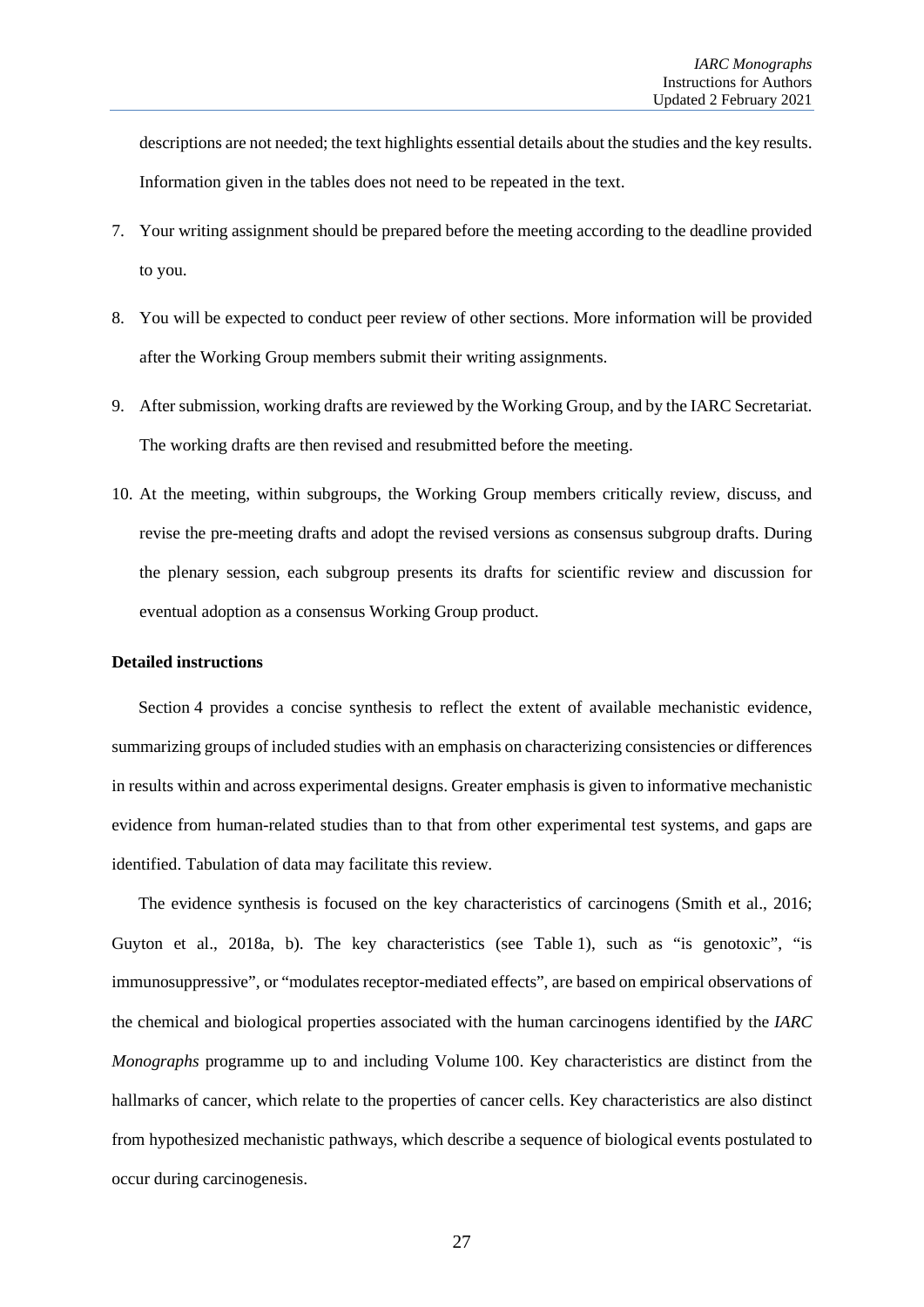descriptions are not needed; the text highlights essential details about the studies and the key results. Information given in the tables does not need to be repeated in the text.

7. Your writing assignment should be prepared before the meeting according to the deadline provided to you.

8. You will be expected to conduct peer review of other sections. More information will be provided after the Working Group members submit their writing assignments.

9. After submission, working drafts are reviewed by the Working Group, and by the IARC Secretariat. The working drafts are then revised and resubmitted before the meeting.

10. At the meeting, within subgroups, the Working Group members critically review, discuss, and revise the pre-meeting drafts and adopt the revised versions as consensus subgroup drafts. During the plenary session, each subgroup presents its drafts for scientific review and discussion for eventual adoption as a consensus Working Group product.

**Detailed instructions**

Section 4 provides a concise synthesis to reflect the extent of available mechanistic evidence, summarizing groups of included studies with an emphasis on characterizing consistencies or differences in results within and across experimental designs. Greater emphasis is given to informative mechanistic evidence from human-related studies than to that from other experimental test systems, and gaps are identified. Tabulation of data may facilitate this review.

The evidence synthesis is focused on the key characteristics of carcinogens (Smith et al., 2016; Guyton et al., 2018a, b). The key characteristics (see Table 1), such as "is genotoxic", "is immunosuppressive", or "modulates receptor-mediated effects", are based on empirical observations of the chemical and biological properties associated with the human carcinogens identified by the *IARC Monographs* programme up to and including Volume 100. Key characteristics are distinct from the hallmarks of cancer, which relate to the properties of cancer cells. Key characteristics are also distinct from hypothesized mechanistic pathways, which describe a sequence of biological events postulated to occur during carcinogenesis.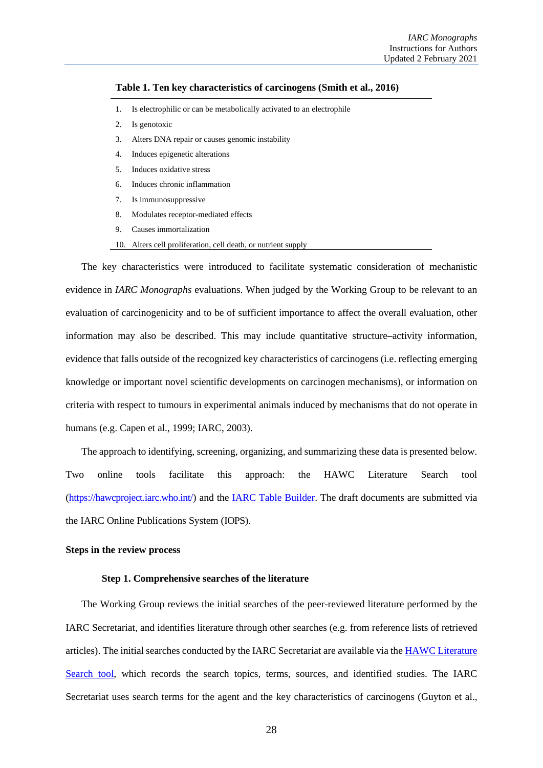**Table 1. Ten key characteristics of carcinogens (Smith et al., 2016)**

1. Is electrophilic or can be metabolically activated to an electrophile
2. Is genotoxic
3. Alters DNA repair or causes genomic instability
4. Induces epigenetic alterations
5. Induces oxidative stress
6. Induces chronic inflammation
7. Is immunosuppressive
8. Modulates receptor-mediated effects
9. Causes immortalization
10. Alters cell proliferation, cell death, or nutrient supply

The key characteristics were introduced to facilitate systematic consideration of mechanistic evidence in *IARC Monographs* evaluations. When judged by the Working Group to be relevant to an evaluation of carcinogenicity and to be of sufficient importance to affect the overall evaluation, other information may also be described. This may include quantitative structure–activity information, evidence that falls outside of the recognized key characteristics of carcinogens (i.e. reflecting emerging knowledge or important novel scientific developments on carcinogen mechanisms), or information on criteria with respect to tumours in experimental animals induced by mechanisms that do not operate in humans (e.g. Capen et al., 1999; IARC, 2003).

The approach to identifying, screening, organizing, and summarizing these data is presented below. Two online tools facilitate this approach: the HAWC Literature Search tool (https://hawcproject.iarc.who.int/) and the IARC Table Builder. The draft documents are submitted via the IARC Online Publications System (IOPS).

## Steps in the review process

### Step 1. Comprehensive searches of the literature

The Working Group reviews the initial searches of the peer-reviewed literature performed by the IARC Secretariat, and identifies literature through other searches (e.g. from reference lists of retrieved articles). The initial searches conducted by the IARC Secretariat are available via the HAWC Literature Search tool, which records the search topics, terms, sources, and identified studies. The IARC Secretariat uses search terms for the agent and the key characteristics of carcinogens (Guyton et al.,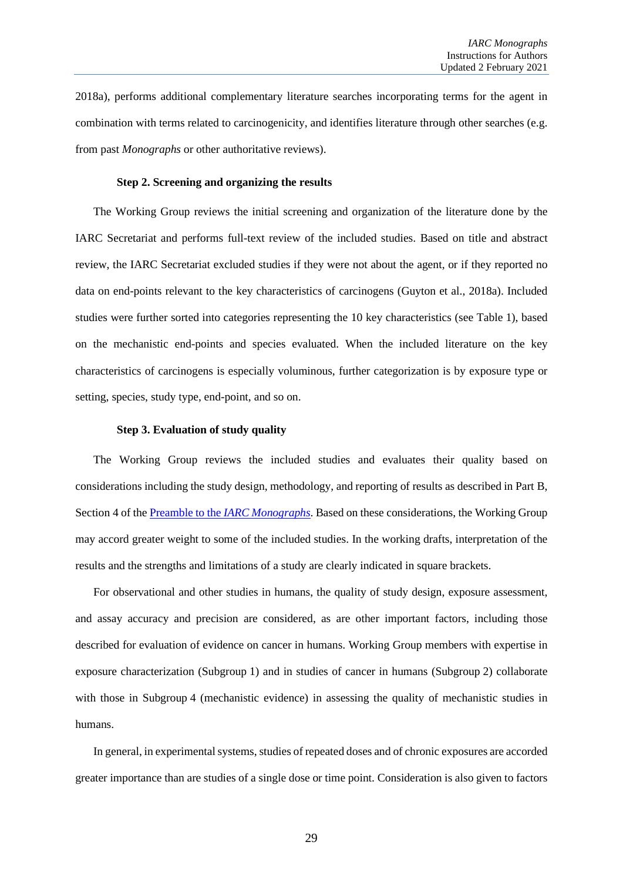2018a), performs additional complementary literature searches incorporating terms for the agent in combination with terms related to carcinogenicity, and identifies literature through other searches (e.g. from past *Monographs* or other authoritative reviews).

#### Step 2. Screening and organizing the results

The Working Group reviews the initial screening and organization of the literature done by the IARC Secretariat and performs full-text review of the included studies. Based on title and abstract review, the IARC Secretariat excluded studies if they were not about the agent, or if they reported no data on end-points relevant to the key characteristics of carcinogens (Guyton et al., 2018a). Included studies were further sorted into categories representing the 10 key characteristics (see Table 1), based on the mechanistic end-points and species evaluated. When the included literature on the key characteristics of carcinogens is especially voluminous, further categorization is by exposure type or setting, species, study type, end-point, and so on.

#### Step 3. Evaluation of study quality

The Working Group reviews the included studies and evaluates their quality based on considerations including the study design, methodology, and reporting of results as described in Part B, Section 4 of the Preamble to the *IARC Monographs*. Based on these considerations, the Working Group may accord greater weight to some of the included studies. In the working drafts, interpretation of the results and the strengths and limitations of a study are clearly indicated in square brackets.

For observational and other studies in humans, the quality of study design, exposure assessment, and assay accuracy and precision are considered, as are other important factors, including those described for evaluation of evidence on cancer in humans. Working Group members with expertise in exposure characterization (Subgroup 1) and in studies of cancer in humans (Subgroup 2) collaborate with those in Subgroup 4 (mechanistic evidence) in assessing the quality of mechanistic studies in humans.

In general, in experimental systems, studies of repeated doses and of chronic exposures are accorded greater importance than are studies of a single dose or time point. Consideration is also given to factors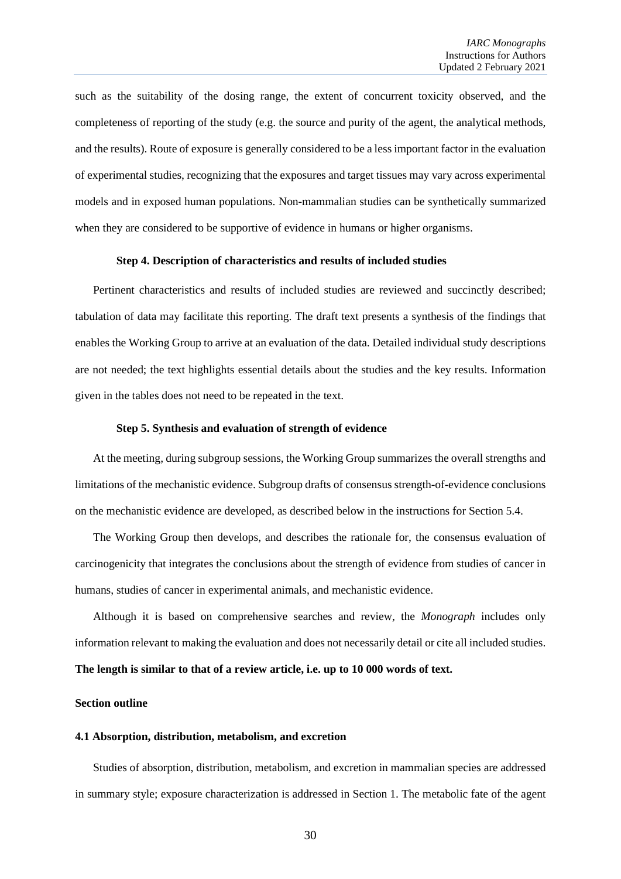such as the suitability of the dosing range, the extent of concurrent toxicity observed, and the completeness of reporting of the study (e.g. the source and purity of the agent, the analytical methods, and the results). Route of exposure is generally considered to be a less important factor in the evaluation of experimental studies, recognizing that the exposures and target tissues may vary across experimental models and in exposed human populations. Non-mammalian studies can be synthetically summarized when they are considered to be supportive of evidence in humans or higher organisms.

**Step 4. Description of characteristics and results of included studies**

Pertinent characteristics and results of included studies are reviewed and succinctly described; tabulation of data may facilitate this reporting. The draft text presents a synthesis of the findings that enables the Working Group to arrive at an evaluation of the data. Detailed individual study descriptions are not needed; the text highlights essential details about the studies and the key results. Information given in the tables does not need to be repeated in the text.

**Step 5. Synthesis and evaluation of strength of evidence**

At the meeting, during subgroup sessions, the Working Group summarizes the overall strengths and limitations of the mechanistic evidence. Subgroup drafts of consensus strength-of-evidence conclusions on the mechanistic evidence are developed, as described below in the instructions for Section 5.4.

The Working Group then develops, and describes the rationale for, the consensus evaluation of carcinogenicity that integrates the conclusions about the strength of evidence from studies of cancer in humans, studies of cancer in experimental animals, and mechanistic evidence.

Although it is based on comprehensive searches and review, the *Monograph* includes only information relevant to making the evaluation and does not necessarily detail or cite all included studies. **The length is similar to that of a review article, i.e. up to 10 000 words of text.**

**Section outline**

**4.1 Absorption, distribution, metabolism, and excretion**

Studies of absorption, distribution, metabolism, and excretion in mammalian species are addressed in summary style; exposure characterization is addressed in Section 1. The metabolic fate of the agent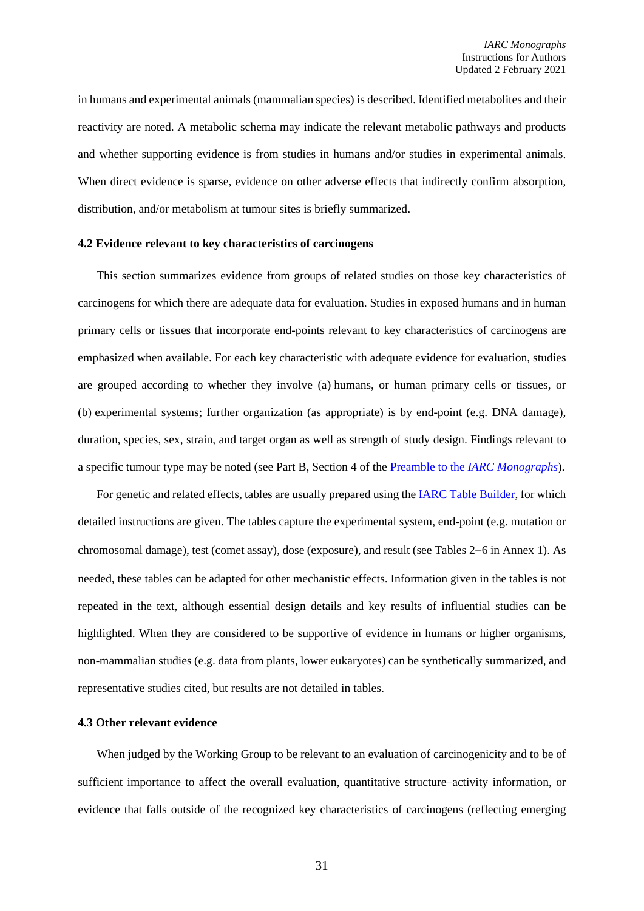in humans and experimental animals (mammalian species) is described. Identified metabolites and their reactivity are noted. A metabolic schema may indicate the relevant metabolic pathways and products and whether supporting evidence is from studies in humans and/or studies in experimental animals. When direct evidence is sparse, evidence on other adverse effects that indirectly confirm absorption, distribution, and/or metabolism at tumour sites is briefly summarized.

### 4.2 Evidence relevant to key characteristics of carcinogens

This section summarizes evidence from groups of related studies on those key characteristics of carcinogens for which there are adequate data for evaluation. Studies in exposed humans and in human primary cells or tissues that incorporate end-points relevant to key characteristics of carcinogens are emphasized when available. For each key characteristic with adequate evidence for evaluation, studies are grouped according to whether they involve (a) humans, or human primary cells or tissues, or (b) experimental systems; further organization (as appropriate) is by end-point (e.g. DNA damage), duration, species, sex, strain, and target organ as well as strength of study design. Findings relevant to a specific tumour type may be noted (see Part B, Section 4 of the [Preamble to the *IARC Monographs*]).

For genetic and related effects, tables are usually prepared using the [IARC Table Builder], for which detailed instructions are given. The tables capture the experimental system, end-point (e.g. mutation or chromosomal damage), test (comet assay), dose (exposure), and result (see Tables 2−6 in Annex 1). As needed, these tables can be adapted for other mechanistic effects. Information given in the tables is not repeated in the text, although essential design details and key results of influential studies can be highlighted. When they are considered to be supportive of evidence in humans or higher organisms, non-mammalian studies (e.g. data from plants, lower eukaryotes) can be synthetically summarized, and representative studies cited, but results are not detailed in tables.

### 4.3 Other relevant evidence

When judged by the Working Group to be relevant to an evaluation of carcinogenicity and to be of sufficient importance to affect the overall evaluation, quantitative structure–activity information, or evidence that falls outside of the recognized key characteristics of carcinogens (reflecting emerging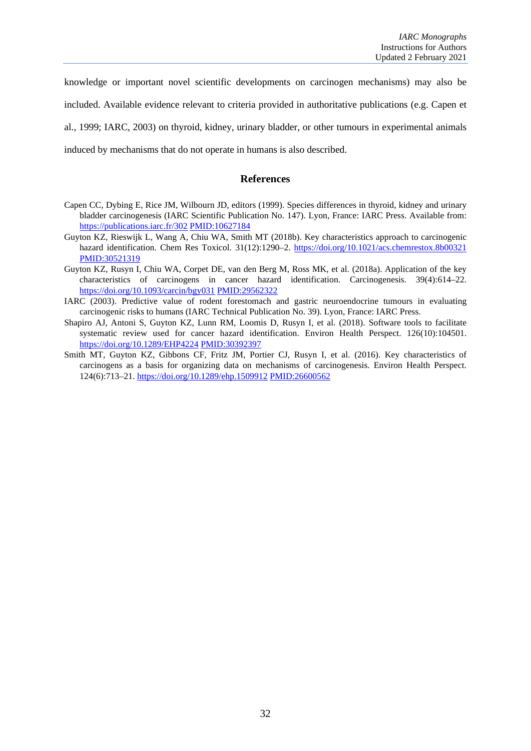knowledge or important novel scientific developments on carcinogen mechanisms) may also be included. Available evidence relevant to criteria provided in authoritative publications (e.g. Capen et al., 1999; IARC, 2003) on thyroid, kidney, urinary bladder, or other tumours in experimental animals induced by mechanisms that do not operate in humans is also described.

## References

Capen CC, Dybing E, Rice JM, Wilbourn JD, editors (1999). Species differences in thyroid, kidney and urinary bladder carcinogenesis (IARC Scientific Publication No. 147). Lyon, France: IARC Press. Available from: https://publications.iarc.fr/302 PMID:10627184

Guyton KZ, Rieswijk L, Wang A, Chiu WA, Smith MT (2018b). Key characteristics approach to carcinogenic hazard identification. Chem Res Toxicol. 31(12):1290–2. https://doi.org/10.1021/acs.chemrestox.8b00321 PMID:30521319

Guyton KZ, Rusyn I, Chiu WA, Corpet DE, van den Berg M, Ross MK, et al. (2018a). Application of the key characteristics of carcinogens in cancer hazard identification. Carcinogenesis. 39(4):614–22. https://doi.org/10.1093/carcin/bgy031 PMID:29562322

IARC (2003). Predictive value of rodent forestomach and gastric neuroendocrine tumours in evaluating carcinogenic risks to humans (IARC Technical Publication No. 39). Lyon, France: IARC Press.

Shapiro AJ, Antoni S, Guyton KZ, Lunn RM, Loomis D, Rusyn I, et al. (2018). Software tools to facilitate systematic review used for cancer hazard identification. Environ Health Perspect. 126(10):104501. https://doi.org/10.1289/EHP4224 PMID:30392397

Smith MT, Guyton KZ, Gibbons CF, Fritz JM, Portier CJ, Rusyn I, et al. (2016). Key characteristics of carcinogens as a basis for organizing data on mechanisms of carcinogenesis. Environ Health Perspect. 124(6):713–21. https://doi.org/10.1289/ehp.1509912 PMID:26600562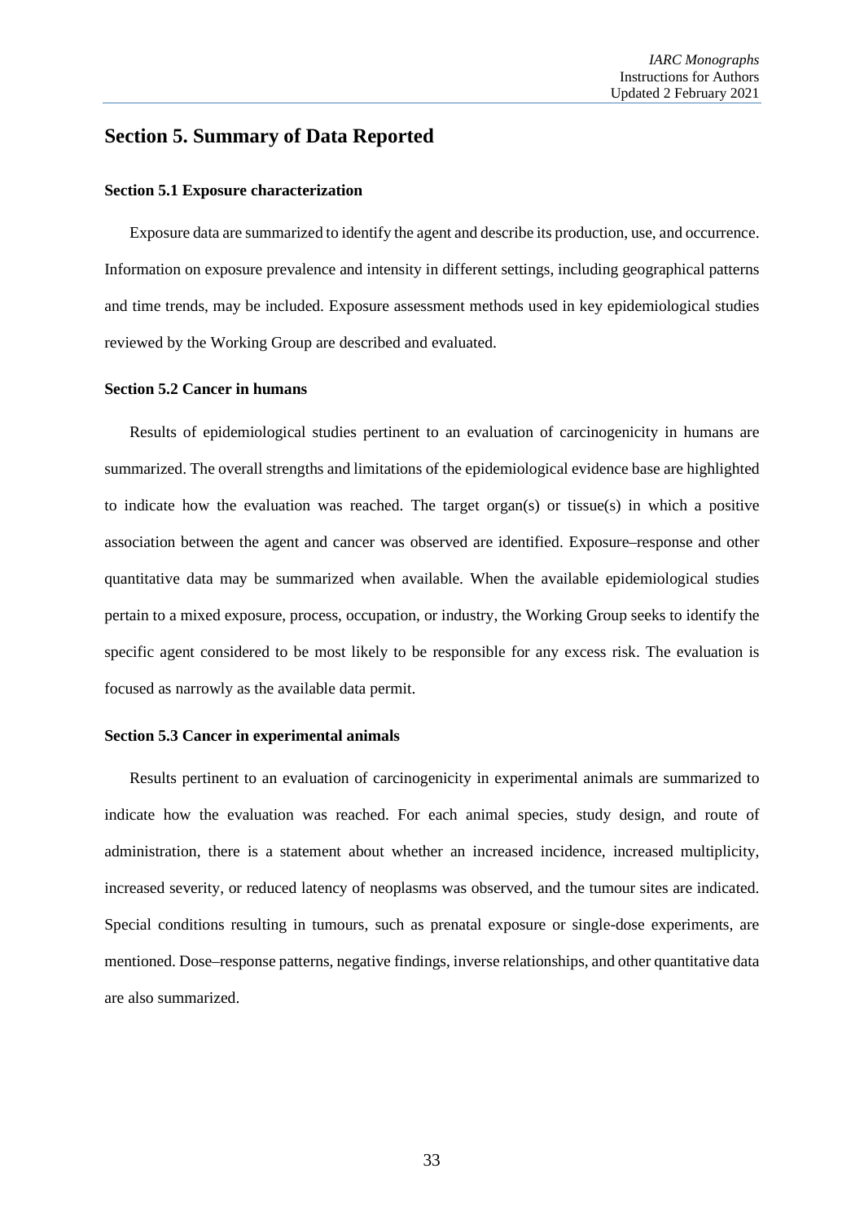## Section 5. Summary of Data Reported

### Section 5.1 Exposure characterization

Exposure data are summarized to identify the agent and describe its production, use, and occurrence. Information on exposure prevalence and intensity in different settings, including geographical patterns and time trends, may be included. Exposure assessment methods used in key epidemiological studies reviewed by the Working Group are described and evaluated.

### Section 5.2 Cancer in humans

Results of epidemiological studies pertinent to an evaluation of carcinogenicity in humans are summarized. The overall strengths and limitations of the epidemiological evidence base are highlighted to indicate how the evaluation was reached. The target organ(s) or tissue(s) in which a positive association between the agent and cancer was observed are identified. Exposure–response and other quantitative data may be summarized when available. When the available epidemiological studies pertain to a mixed exposure, process, occupation, or industry, the Working Group seeks to identify the specific agent considered to be most likely to be responsible for any excess risk. The evaluation is focused as narrowly as the available data permit.

### Section 5.3 Cancer in experimental animals

Results pertinent to an evaluation of carcinogenicity in experimental animals are summarized to indicate how the evaluation was reached. For each animal species, study design, and route of administration, there is a statement about whether an increased incidence, increased multiplicity, increased severity, or reduced latency of neoplasms was observed, and the tumour sites are indicated. Special conditions resulting in tumours, such as prenatal exposure or single-dose experiments, are mentioned. Dose–response patterns, negative findings, inverse relationships, and other quantitative data are also summarized.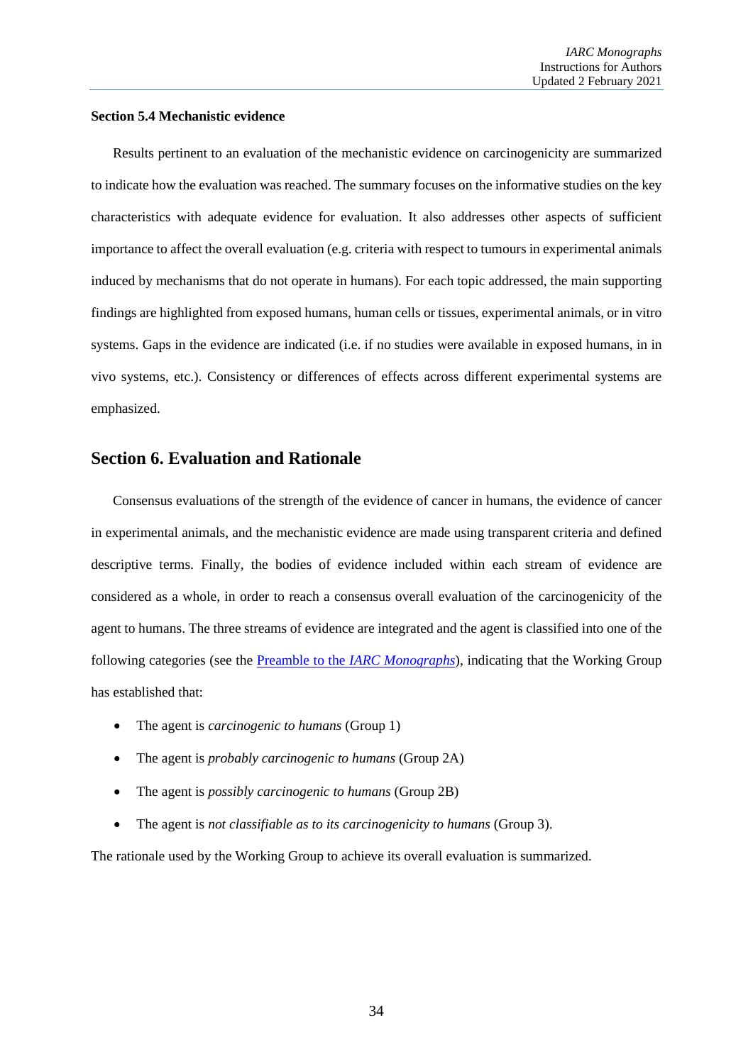**Section 5.4 Mechanistic evidence**

Results pertinent to an evaluation of the mechanistic evidence on carcinogenicity are summarized to indicate how the evaluation was reached. The summary focuses on the informative studies on the key characteristics with adequate evidence for evaluation. It also addresses other aspects of sufficient importance to affect the overall evaluation (e.g. criteria with respect to tumours in experimental animals induced by mechanisms that do not operate in humans). For each topic addressed, the main supporting findings are highlighted from exposed humans, human cells or tissues, experimental animals, or in vitro systems. Gaps in the evidence are indicated (i.e. if no studies were available in exposed humans, in in vivo systems, etc.). Consistency or differences of effects across different experimental systems are emphasized.

## Section 6. Evaluation and Rationale

Consensus evaluations of the strength of the evidence of cancer in humans, the evidence of cancer in experimental animals, and the mechanistic evidence are made using transparent criteria and defined descriptive terms. Finally, the bodies of evidence included within each stream of evidence are considered as a whole, in order to reach a consensus overall evaluation of the carcinogenicity of the agent to humans. The three streams of evidence are integrated and the agent is classified into one of the following categories (see the [Preamble to the *IARC Monographs*]), indicating that the Working Group has established that:

- The agent is *carcinogenic to humans* (Group 1)
- The agent is *probably carcinogenic to humans* (Group 2A)
- The agent is *possibly carcinogenic to humans* (Group 2B)
- The agent is *not classifiable as to its carcinogenicity to humans* (Group 3).

The rationale used by the Working Group to achieve its overall evaluation is summarized.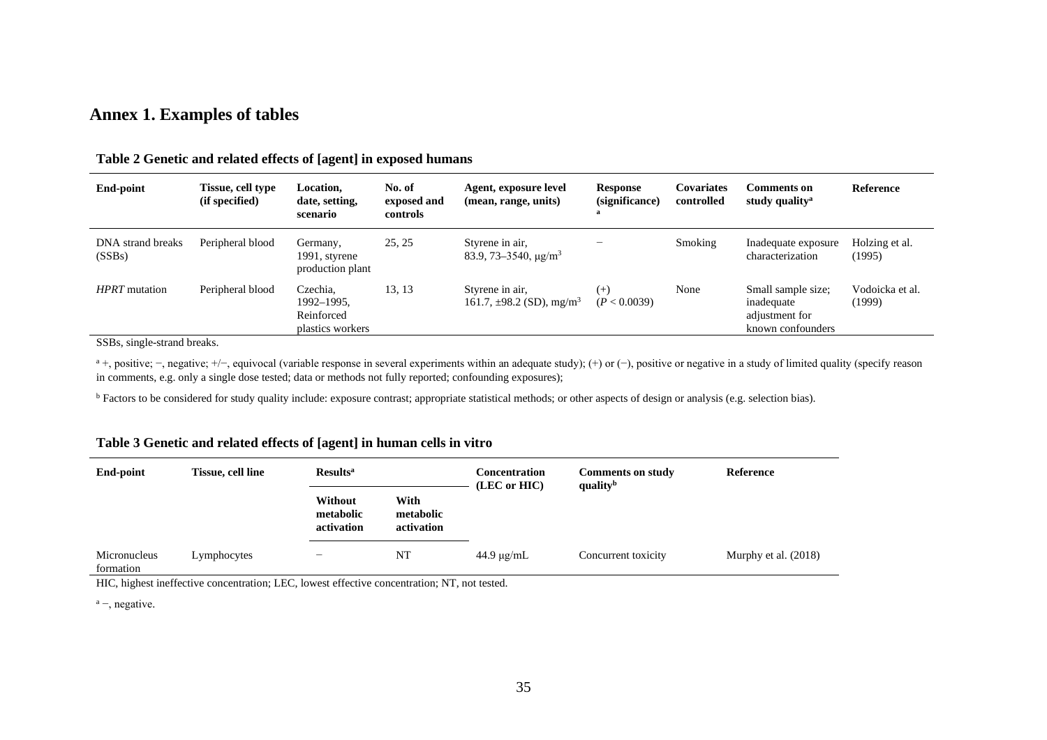## Annex 1. Examples of tables

**Table 2 Genetic and related effects of [agent] in exposed humans**

| End-point | Tissue, cell type (if specified) | Location, date, setting, scenario | No. of exposed and controls | Agent, exposure level (mean, range, units) | Response (significance)[a] | Covariates controlled | Comments on study quality[a] | Reference |
|---|---|---|---|---|---|---|---|---|
| DNA strand breaks (SSBs) | Peripheral blood | Germany, 1991, styrene production plant | 25, 25 | Styrene in air, 83.9, 73–3540, μg/m$^3$ | − | Smoking | Inadequate exposure characterization | Holzing et al. (1995) |
| *HPRT* mutation | Peripheral blood | Czechia, 1992–1995, Reinforced plastics workers | 13, 13 | Styrene in air, 161.7, ±98.2 (SD), mg/m$^3$ | (+) ($P < 0.0039$) | None | Small sample size; inadequate adjustment for known confounders | Vodoicka et al. (1999) |

SSBs, single-strand breaks.

[a] +, positive; −, negative; +/−, equivocal (variable response in several experiments within an adequate study); (+) or (−), positive or negative in a study of limited quality (specify reason in comments, e.g. only a single dose tested; data or methods not fully reported; confounding exposures);

[b] Factors to be considered for study quality include: exposure contrast; appropriate statistical methods; or other aspects of design or analysis (e.g. selection bias).

**Table 3 Genetic and related effects of [agent] in human cells in vitro**

| End-point | Tissue, cell line | Results[a] | | Concentration (LEC or HIC) | Comments on study quality[b] | Reference |
|---|---|---|---|---|---|---|
| | | Without metabolic activation | With metabolic activation | | | |
| Micronucleus formation | Lymphocytes | − | NT | 44.9 μg/mL | Concurrent toxicity | Murphy et al. (2018) |

HIC, highest ineffective concentration; LEC, lowest effective concentration; NT, not tested.

[a] −, negative.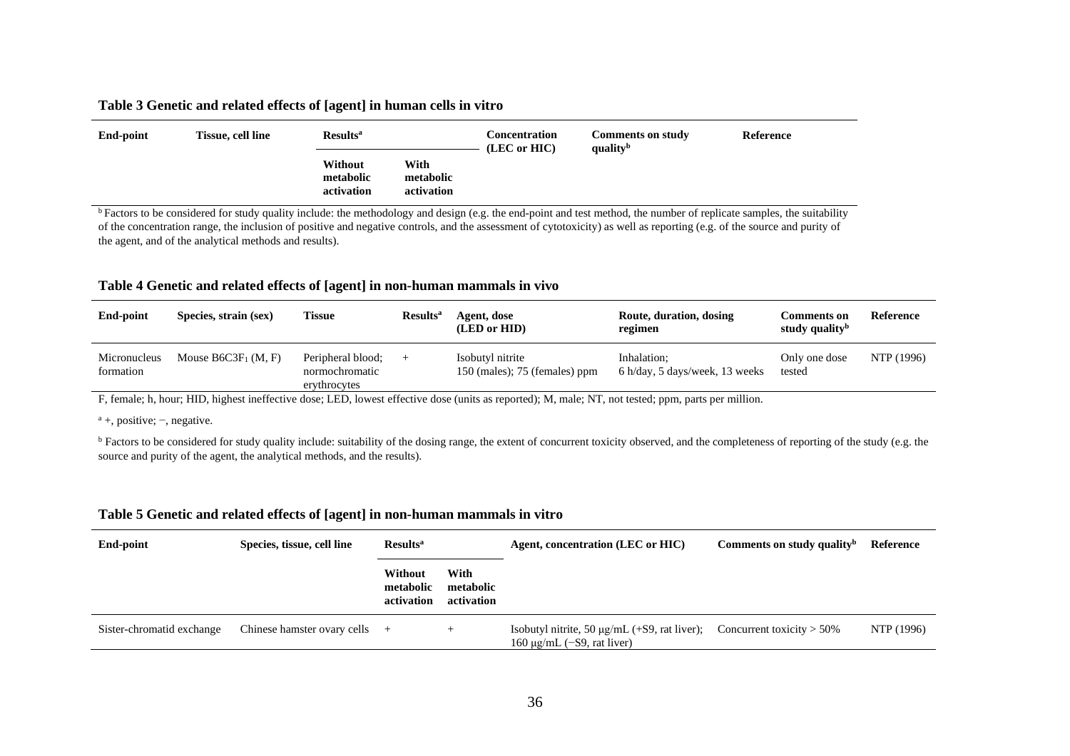**Table 3 Genetic and related effects of [agent] in human cells in vitro**

| End-point | Tissue, cell line | Results[a] | | Concentration (LEC or HIC) | Comments on study quality[b] | Reference |
|---|---|---|---|---|---|---|
| | | Without metabolic activation | With metabolic activation | | | |

[b] Factors to be considered for study quality include: the methodology and design (e.g. the end-point and test method, the number of replicate samples, the suitability of the concentration range, the inclusion of positive and negative controls, and the assessment of cytotoxicity) as well as reporting (e.g. of the source and purity of the agent, and of the analytical methods and results).

**Table 4 Genetic and related effects of [agent] in non-human mammals in vivo**

| End-point | Species, strain (sex) | Tissue | Results[a] | Agent, dose (LED or HID) | Route, duration, dosing regimen | Comments on study quality[b] | Reference |
|---|---|---|---|---|---|---|---|
| Micronucleus formation | Mouse $B6C3F_1$ (M, F) | Peripheral blood; normochromatic erythrocytes | + | Isobutyl nitrite 150 (males); 75 (females) ppm | Inhalation; 6 h/day, 5 days/week, 13 weeks | Only one dose tested | NTP (1996) |

F, female; h, hour; HID, highest ineffective dose; LED, lowest effective dose (units as reported); M, male; NT, not tested; ppm, parts per million.

[a] +, positive; −, negative.

[b] Factors to be considered for study quality include: suitability of the dosing range, the extent of concurrent toxicity observed, and the completeness of reporting of the study (e.g. the source and purity of the agent, the analytical methods, and the results).

**Table 5 Genetic and related effects of [agent] in non-human mammals in vitro**

| End-point | Species, tissue, cell line | Results[a] | | Agent, concentration (LEC or HIC) | Comments on study quality[b] | Reference |
|---|---|---|---|---|---|---|
| | | Without metabolic activation | With metabolic activation | | | |
| Sister-chromatid exchange | Chinese hamster ovary cells | + | + | Isobutyl nitrite, 50 μg/mL (+S9, rat liver); 160 μg/mL (−S9, rat liver) | Concurrent toxicity > 50% | NTP (1996) |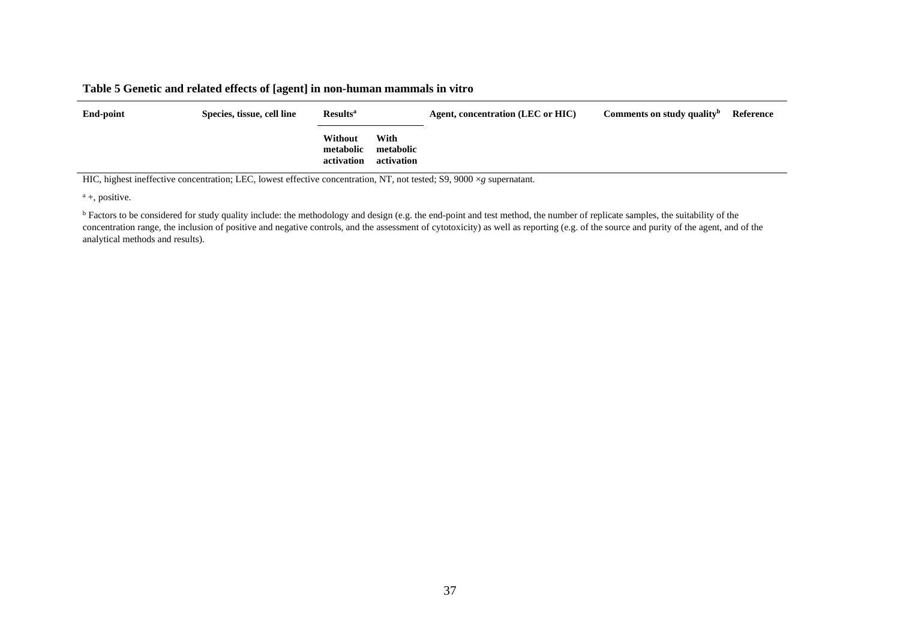**Table 5 Genetic and related effects of [agent] in non-human mammals in vitro**

| End-point | Species, tissue, cell line | Results[a] | | Agent, concentration (LEC or HIC) | Comments on study quality[b] | Reference |
|---|---|---|---|---|---|---|
| | | Without metabolic activation | With metabolic activation | | | |

HIC, highest ineffective concentration; LEC, lowest effective concentration, NT, not tested; S9, 9000 ×*g* supernatant.

[a] +, positive.

[b] Factors to be considered for study quality include: the methodology and design (e.g. the end-point and test method, the number of replicate samples, the suitability of the concentration range, the inclusion of positive and negative controls, and the assessment of cytotoxicity) as well as reporting (e.g. of the source and purity of the agent, and of the analytical methods and results).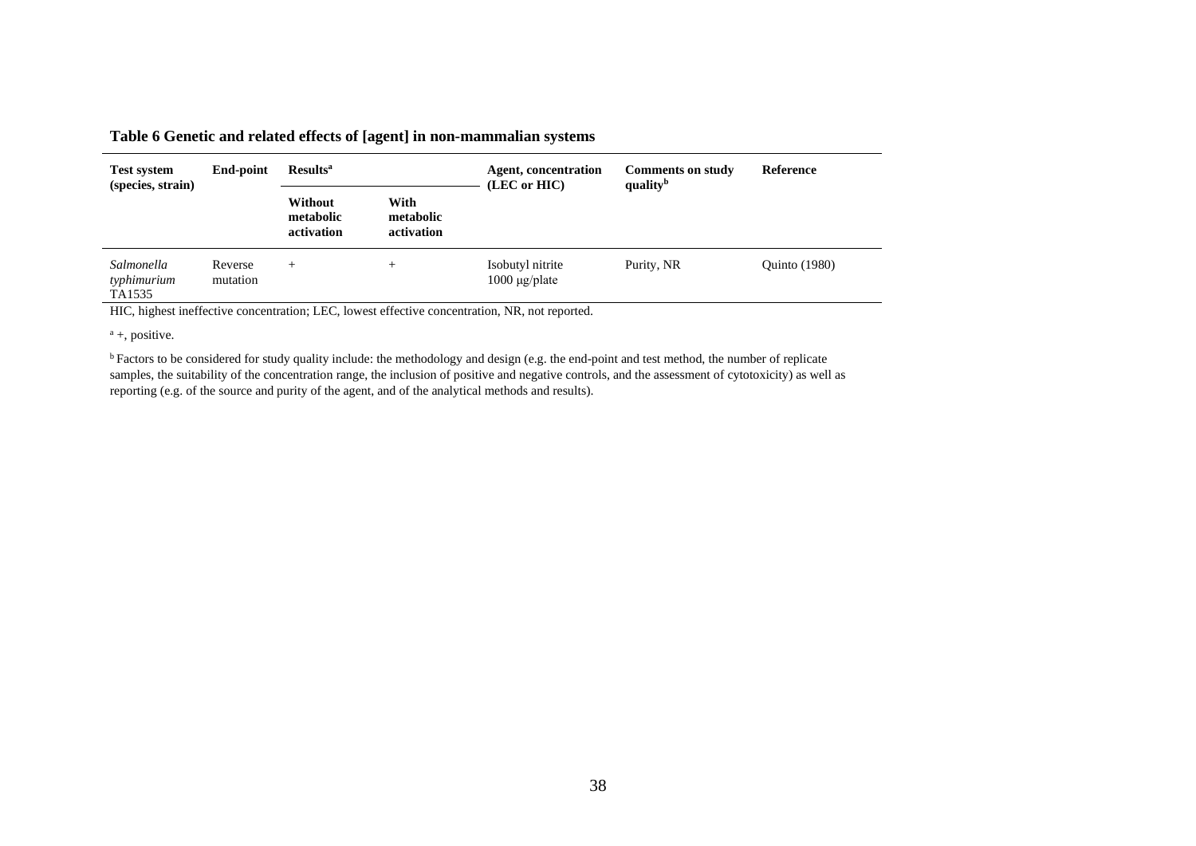**Table 6 Genetic and related effects of [agent] in non-mammalian systems**

| Test system (species, strain) | End-point | Results[a] | | Agent, concentration (LEC or HIC) | Comments on study quality[b] | Reference |
|---|---|---|---|---|---|---|
| | | Without metabolic activation | With metabolic activation | | | |
| *Salmonella typhimurium* TA1535 | Reverse mutation | + | + | Isobutyl nitrite 1000 μg/plate | Purity, NR | Quinto (1980) |

HIC, highest ineffective concentration; LEC, lowest effective concentration, NR, not reported.

[a] +, positive.

[b] Factors to be considered for study quality include: the methodology and design (e.g. the end-point and test method, the number of replicate samples, the suitability of the concentration range, the inclusion of positive and negative controls, and the assessment of cytotoxicity) as well as reporting (e.g. of the source and purity of the agent, and of the analytical methods and results).